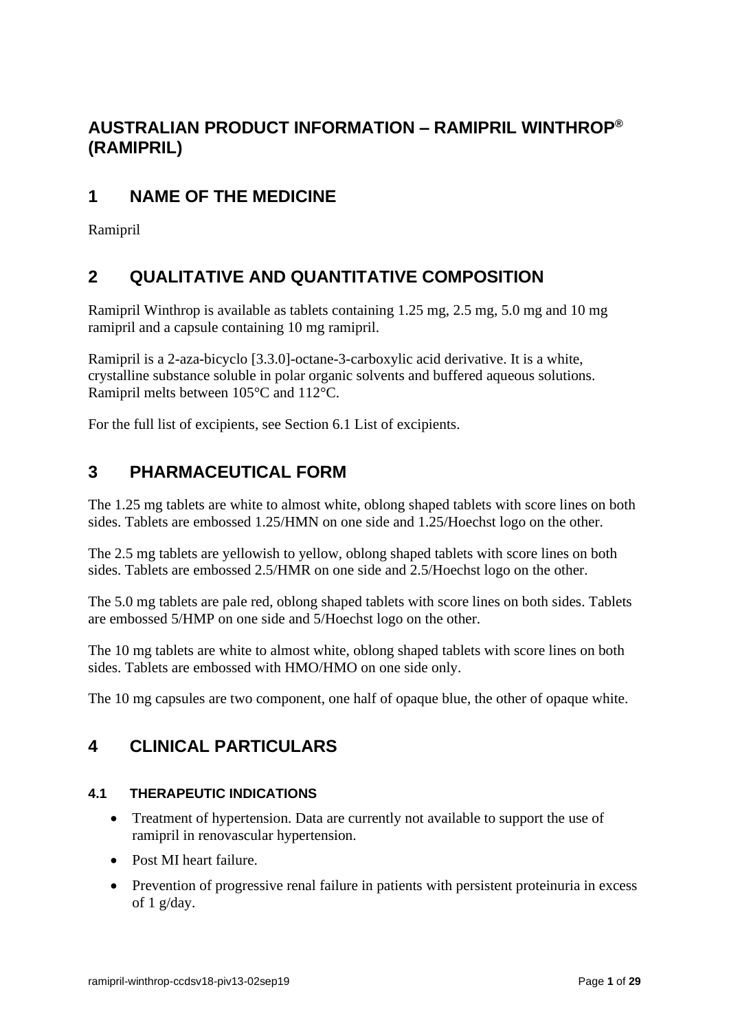# AUSTRALIAN PRODUCT INFORMATION – RAMIPRIL WINTHROP® (RAMIPRIL)

## 1 NAME OF THE MEDICINE

Ramipril

## 2 QUALITATIVE AND QUANTITATIVE COMPOSITION

Ramipril Winthrop is available as tablets containing 1.25 mg, 2.5 mg, 5.0 mg and 10 mg ramipril and a capsule containing 10 mg ramipril.

Ramipril is a 2-aza-bicyclo [3.3.0]-octane-3-carboxylic acid derivative. It is a white, crystalline substance soluble in polar organic solvents and buffered aqueous solutions. Ramipril melts between 105°C and 112°C.

For the full list of excipients, see Section 6.1 List of excipients.

## 3 PHARMACEUTICAL FORM

The 1.25 mg tablets are white to almost white, oblong shaped tablets with score lines on both sides. Tablets are embossed 1.25/HMN on one side and 1.25/Hoechst logo on the other.

The 2.5 mg tablets are yellowish to yellow, oblong shaped tablets with score lines on both sides. Tablets are embossed 2.5/HMR on one side and 2.5/Hoechst logo on the other.

The 5.0 mg tablets are pale red, oblong shaped tablets with score lines on both sides. Tablets are embossed 5/HMP on one side and 5/Hoechst logo on the other.

The 10 mg tablets are white to almost white, oblong shaped tablets with score lines on both sides. Tablets are embossed with HMO/HMO on one side only.

The 10 mg capsules are two component, one half of opaque blue, the other of opaque white.

## 4 CLINICAL PARTICULARS

### 4.1 THERAPEUTIC INDICATIONS

- Treatment of hypertension. Data are currently not available to support the use of ramipril in renovascular hypertension.
- Post MI heart failure.
- Prevention of progressive renal failure in patients with persistent proteinuria in excess of 1 g/day.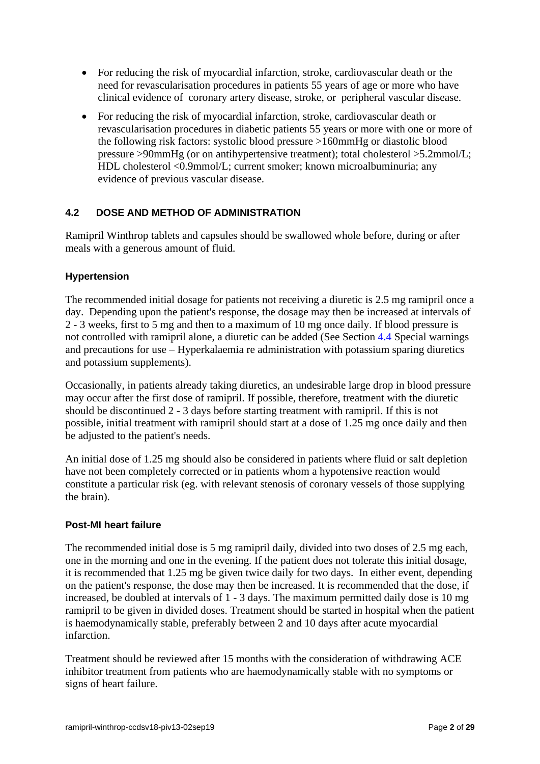- For reducing the risk of myocardial infarction, stroke, cardiovascular death or the need for revascularisation procedures in patients 55 years of age or more who have clinical evidence of coronary artery disease, stroke, or peripheral vascular disease.
- For reducing the risk of myocardial infarction, stroke, cardiovascular death or revascularisation procedures in diabetic patients 55 years or more with one or more of the following risk factors: systolic blood pressure >160mmHg or diastolic blood pressure >90mmHg (or on antihypertensive treatment); total cholesterol >5.2mmol/L; HDL cholesterol <0.9mmol/L; current smoker; known microalbuminuria; any evidence of previous vascular disease.

## 4.2 DOSE AND METHOD OF ADMINISTRATION

Ramipril Winthrop tablets and capsules should be swallowed whole before, during or after meals with a generous amount of fluid.

### Hypertension

The recommended initial dosage for patients not receiving a diuretic is 2.5 mg ramipril once a day. Depending upon the patient's response, the dosage may then be increased at intervals of 2 - 3 weeks, first to 5 mg and then to a maximum of 10 mg once daily. If blood pressure is not controlled with ramipril alone, a diuretic can be added (See Section 4.4 Special warnings and precautions for use – Hyperkalaemia re administration with potassium sparing diuretics and potassium supplements).

Occasionally, in patients already taking diuretics, an undesirable large drop in blood pressure may occur after the first dose of ramipril. If possible, therefore, treatment with the diuretic should be discontinued 2 - 3 days before starting treatment with ramipril. If this is not possible, initial treatment with ramipril should start at a dose of 1.25 mg once daily and then be adjusted to the patient's needs.

An initial dose of 1.25 mg should also be considered in patients where fluid or salt depletion have not been completely corrected or in patients whom a hypotensive reaction would constitute a particular risk (eg. with relevant stenosis of coronary vessels of those supplying the brain).

### Post-MI heart failure

The recommended initial dose is 5 mg ramipril daily, divided into two doses of 2.5 mg each, one in the morning and one in the evening. If the patient does not tolerate this initial dosage, it is recommended that 1.25 mg be given twice daily for two days. In either event, depending on the patient's response, the dose may then be increased. It is recommended that the dose, if increased, be doubled at intervals of 1 - 3 days. The maximum permitted daily dose is 10 mg ramipril to be given in divided doses. Treatment should be started in hospital when the patient is haemodynamically stable, preferably between 2 and 10 days after acute myocardial infarction.

Treatment should be reviewed after 15 months with the consideration of withdrawing ACE inhibitor treatment from patients who are haemodynamically stable with no symptoms or signs of heart failure.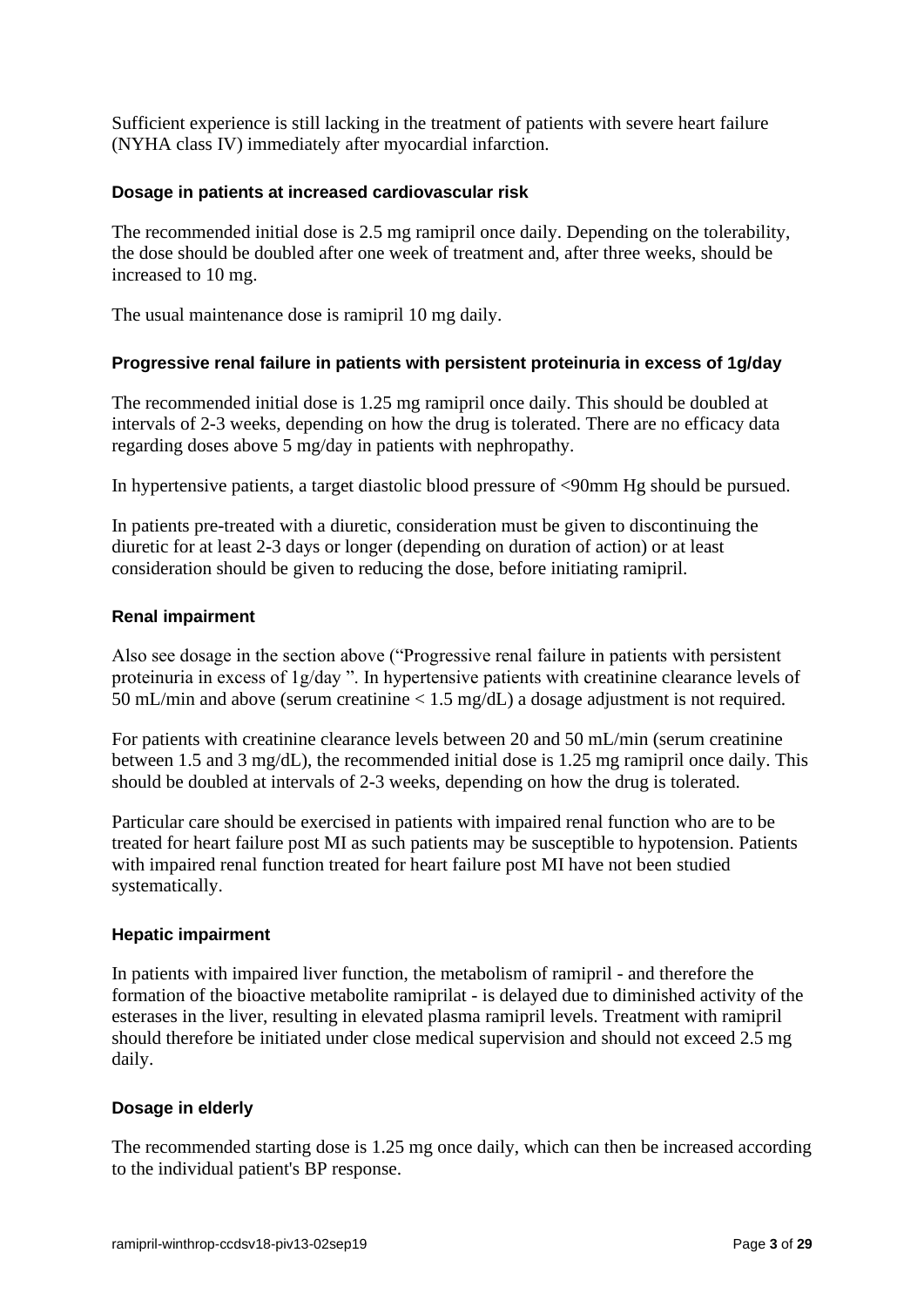Sufficient experience is still lacking in the treatment of patients with severe heart failure (NYHA class IV) immediately after myocardial infarction.

### Dosage in patients at increased cardiovascular risk

The recommended initial dose is 2.5 mg ramipril once daily. Depending on the tolerability, the dose should be doubled after one week of treatment and, after three weeks, should be increased to 10 mg.

The usual maintenance dose is ramipril 10 mg daily.

### Progressive renal failure in patients with persistent proteinuria in excess of 1g/day

The recommended initial dose is 1.25 mg ramipril once daily. This should be doubled at intervals of 2-3 weeks, depending on how the drug is tolerated. There are no efficacy data regarding doses above 5 mg/day in patients with nephropathy.

In hypertensive patients, a target diastolic blood pressure of <90mm Hg should be pursued.

In patients pre-treated with a diuretic, consideration must be given to discontinuing the diuretic for at least 2-3 days or longer (depending on duration of action) or at least consideration should be given to reducing the dose, before initiating ramipril.

### Renal impairment

Also see dosage in the section above ("Progressive renal failure in patients with persistent proteinuria in excess of 1g/day ". In hypertensive patients with creatinine clearance levels of 50 mL/min and above (serum creatinine < 1.5 mg/dL) a dosage adjustment is not required.

For patients with creatinine clearance levels between 20 and 50 mL/min (serum creatinine between 1.5 and 3 mg/dL), the recommended initial dose is 1.25 mg ramipril once daily. This should be doubled at intervals of 2-3 weeks, depending on how the drug is tolerated.

Particular care should be exercised in patients with impaired renal function who are to be treated for heart failure post MI as such patients may be susceptible to hypotension. Patients with impaired renal function treated for heart failure post MI have not been studied systematically.

### Hepatic impairment

In patients with impaired liver function, the metabolism of ramipril - and therefore the formation of the bioactive metabolite ramiprilat - is delayed due to diminished activity of the esterases in the liver, resulting in elevated plasma ramipril levels. Treatment with ramipril should therefore be initiated under close medical supervision and should not exceed 2.5 mg daily.

### Dosage in elderly

The recommended starting dose is 1.25 mg once daily, which can then be increased according to the individual patient's BP response.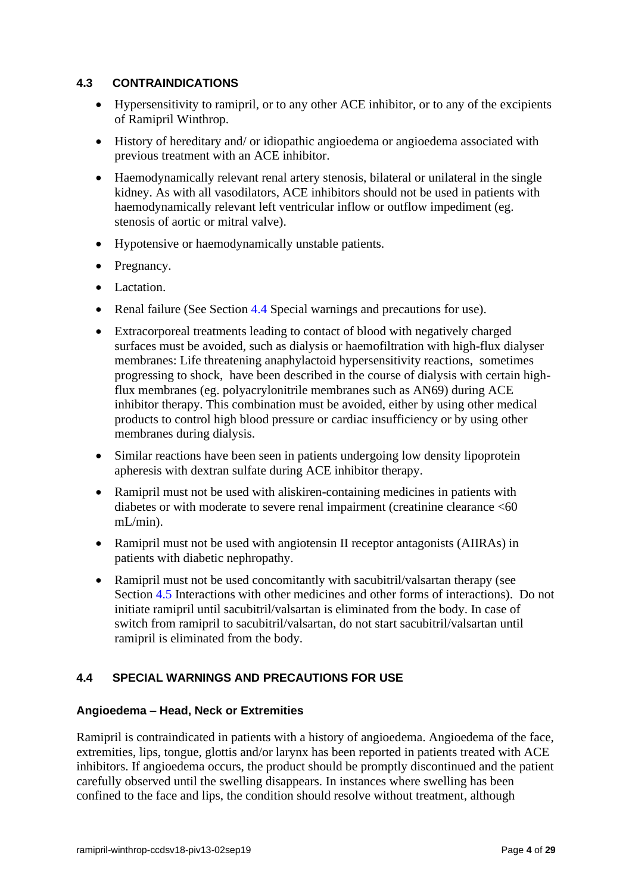### 4.3 CONTRAINDICATIONS

- Hypersensitivity to ramipril, or to any other ACE inhibitor, or to any of the excipients of Ramipril Winthrop.
- History of hereditary and/ or idiopathic angioedema or angioedema associated with previous treatment with an ACE inhibitor.
- Haemodynamically relevant renal artery stenosis, bilateral or unilateral in the single kidney. As with all vasodilators, ACE inhibitors should not be used in patients with haemodynamically relevant left ventricular inflow or outflow impediment (eg. stenosis of aortic or mitral valve).
- Hypotensive or haemodynamically unstable patients.
- Pregnancy.
- Lactation.
- Renal failure (See Section 4.4 Special warnings and precautions for use).
- Extracorporeal treatments leading to contact of blood with negatively charged surfaces must be avoided, such as dialysis or haemofiltration with high-flux dialyser membranes: Life threatening anaphylactoid hypersensitivity reactions, sometimes progressing to shock, have been described in the course of dialysis with certain high-flux membranes (eg. polyacrylonitrile membranes such as AN69) during ACE inhibitor therapy. This combination must be avoided, either by using other medical products to control high blood pressure or cardiac insufficiency or by using other membranes during dialysis.
- Similar reactions have been seen in patients undergoing low density lipoprotein apheresis with dextran sulfate during ACE inhibitor therapy.
- Ramipril must not be used with aliskiren-containing medicines in patients with diabetes or with moderate to severe renal impairment (creatinine clearance <60 mL/min).
- Ramipril must not be used with angiotensin II receptor antagonists (AIIRAs) in patients with diabetic nephropathy.
- Ramipril must not be used concomitantly with sacubitril/valsartan therapy (see Section 4.5 Interactions with other medicines and other forms of interactions). Do not initiate ramipril until sacubitril/valsartan is eliminated from the body. In case of switch from ramipril to sacubitril/valsartan, do not start sacubitril/valsartan until ramipril is eliminated from the body.

### 4.4 SPECIAL WARNINGS AND PRECAUTIONS FOR USE

#### Angioedema – Head, Neck or Extremities

Ramipril is contraindicated in patients with a history of angioedema. Angioedema of the face, extremities, lips, tongue, glottis and/or larynx has been reported in patients treated with ACE inhibitors. If angioedema occurs, the product should be promptly discontinued and the patient carefully observed until the swelling disappears. In instances where swelling has been confined to the face and lips, the condition should resolve without treatment, although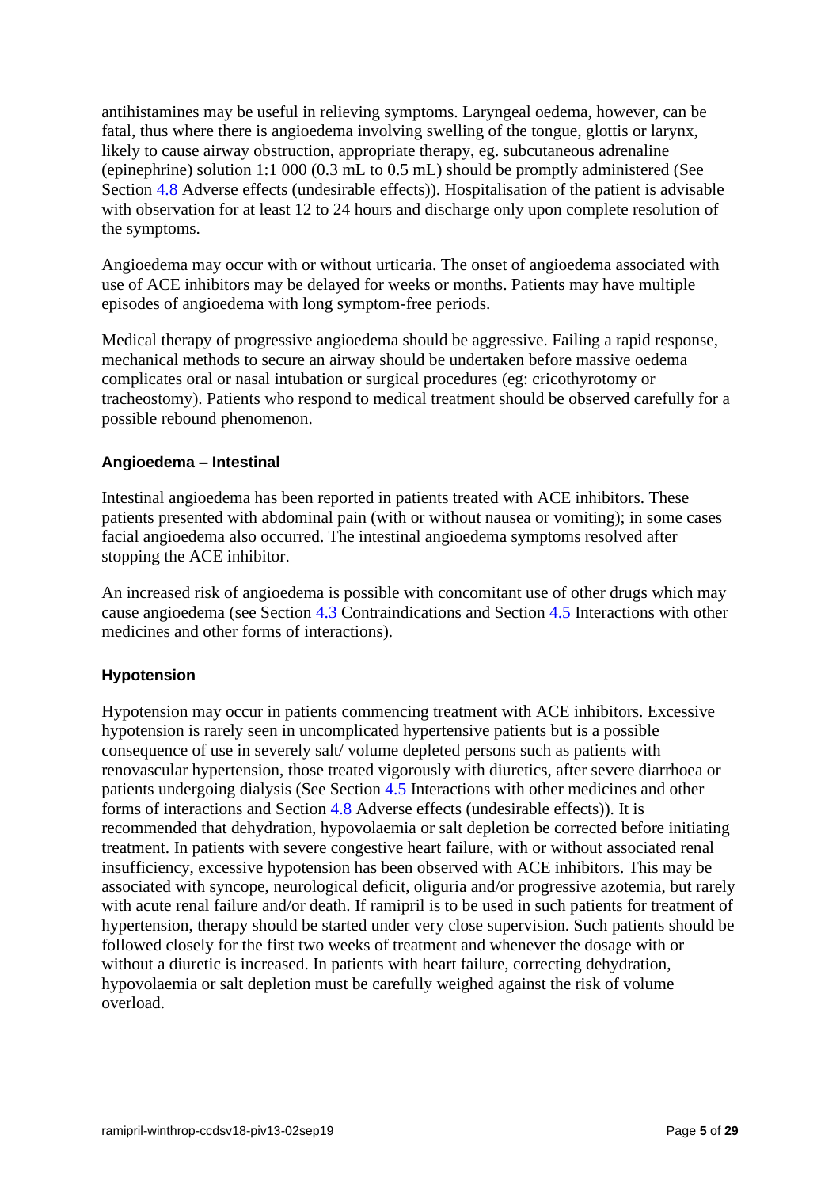antihistamines may be useful in relieving symptoms. Laryngeal oedema, however, can be fatal, thus where there is angioedema involving swelling of the tongue, glottis or larynx, likely to cause airway obstruction, appropriate therapy, eg. subcutaneous adrenaline (epinephrine) solution 1:1 000 (0.3 mL to 0.5 mL) should be promptly administered (See Section 4.8 Adverse effects (undesirable effects)). Hospitalisation of the patient is advisable with observation for at least 12 to 24 hours and discharge only upon complete resolution of the symptoms.

Angioedema may occur with or without urticaria. The onset of angioedema associated with use of ACE inhibitors may be delayed for weeks or months. Patients may have multiple episodes of angioedema with long symptom-free periods.

Medical therapy of progressive angioedema should be aggressive. Failing a rapid response, mechanical methods to secure an airway should be undertaken before massive oedema complicates oral or nasal intubation or surgical procedures (eg: cricothyrotomy or tracheostomy). Patients who respond to medical treatment should be observed carefully for a possible rebound phenomenon.

**Angioedema – Intestinal**

Intestinal angioedema has been reported in patients treated with ACE inhibitors. These patients presented with abdominal pain (with or without nausea or vomiting); in some cases facial angioedema also occurred. The intestinal angioedema symptoms resolved after stopping the ACE inhibitor.

An increased risk of angioedema is possible with concomitant use of other drugs which may cause angioedema (see Section 4.3 Contraindications and Section 4.5 Interactions with other medicines and other forms of interactions).

**Hypotension**

Hypotension may occur in patients commencing treatment with ACE inhibitors. Excessive hypotension is rarely seen in uncomplicated hypertensive patients but is a possible consequence of use in severely salt/ volume depleted persons such as patients with renovascular hypertension, those treated vigorously with diuretics, after severe diarrhoea or patients undergoing dialysis (See Section 4.5 Interactions with other medicines and other forms of interactions and Section 4.8 Adverse effects (undesirable effects)). It is recommended that dehydration, hypovolaemia or salt depletion be corrected before initiating treatment. In patients with severe congestive heart failure, with or without associated renal insufficiency, excessive hypotension has been observed with ACE inhibitors. This may be associated with syncope, neurological deficit, oliguria and/or progressive azotemia, but rarely with acute renal failure and/or death. If ramipril is to be used in such patients for treatment of hypertension, therapy should be started under very close supervision. Such patients should be followed closely for the first two weeks of treatment and whenever the dosage with or without a diuretic is increased. In patients with heart failure, correcting dehydration, hypovolaemia or salt depletion must be carefully weighed against the risk of volume overload.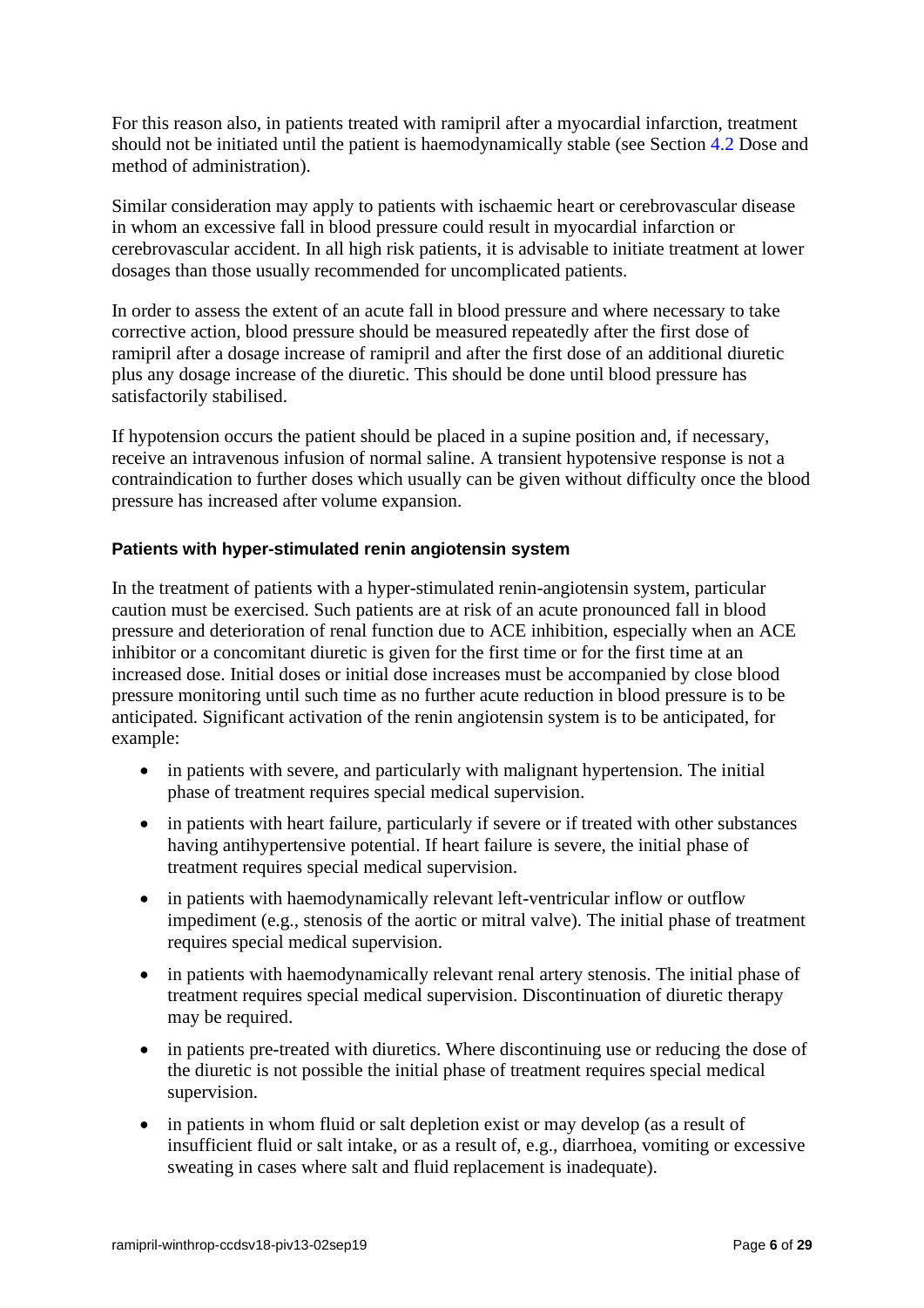For this reason also, in patients treated with ramipril after a myocardial infarction, treatment should not be initiated until the patient is haemodynamically stable (see Section 4.2 Dose and method of administration).

Similar consideration may apply to patients with ischaemic heart or cerebrovascular disease in whom an excessive fall in blood pressure could result in myocardial infarction or cerebrovascular accident. In all high risk patients, it is advisable to initiate treatment at lower dosages than those usually recommended for uncomplicated patients.

In order to assess the extent of an acute fall in blood pressure and where necessary to take corrective action, blood pressure should be measured repeatedly after the first dose of ramipril after a dosage increase of ramipril and after the first dose of an additional diuretic plus any dosage increase of the diuretic. This should be done until blood pressure has satisfactorily stabilised.

If hypotension occurs the patient should be placed in a supine position and, if necessary, receive an intravenous infusion of normal saline. A transient hypotensive response is not a contraindication to further doses which usually can be given without difficulty once the blood pressure has increased after volume expansion.

#### Patients with hyper-stimulated renin angiotensin system

In the treatment of patients with a hyper-stimulated renin-angiotensin system, particular caution must be exercised. Such patients are at risk of an acute pronounced fall in blood pressure and deterioration of renal function due to ACE inhibition, especially when an ACE inhibitor or a concomitant diuretic is given for the first time or for the first time at an increased dose. Initial doses or initial dose increases must be accompanied by close blood pressure monitoring until such time as no further acute reduction in blood pressure is to be anticipated. Significant activation of the renin angiotensin system is to be anticipated, for example:

- in patients with severe, and particularly with malignant hypertension. The initial phase of treatment requires special medical supervision.
- in patients with heart failure, particularly if severe or if treated with other substances having antihypertensive potential. If heart failure is severe, the initial phase of treatment requires special medical supervision.
- in patients with haemodynamically relevant left-ventricular inflow or outflow impediment (e.g., stenosis of the aortic or mitral valve). The initial phase of treatment requires special medical supervision.
- in patients with haemodynamically relevant renal artery stenosis. The initial phase of treatment requires special medical supervision. Discontinuation of diuretic therapy may be required.
- in patients pre-treated with diuretics. Where discontinuing use or reducing the dose of the diuretic is not possible the initial phase of treatment requires special medical supervision.
- in patients in whom fluid or salt depletion exist or may develop (as a result of insufficient fluid or salt intake, or as a result of, e.g., diarrhoea, vomiting or excessive sweating in cases where salt and fluid replacement is inadequate).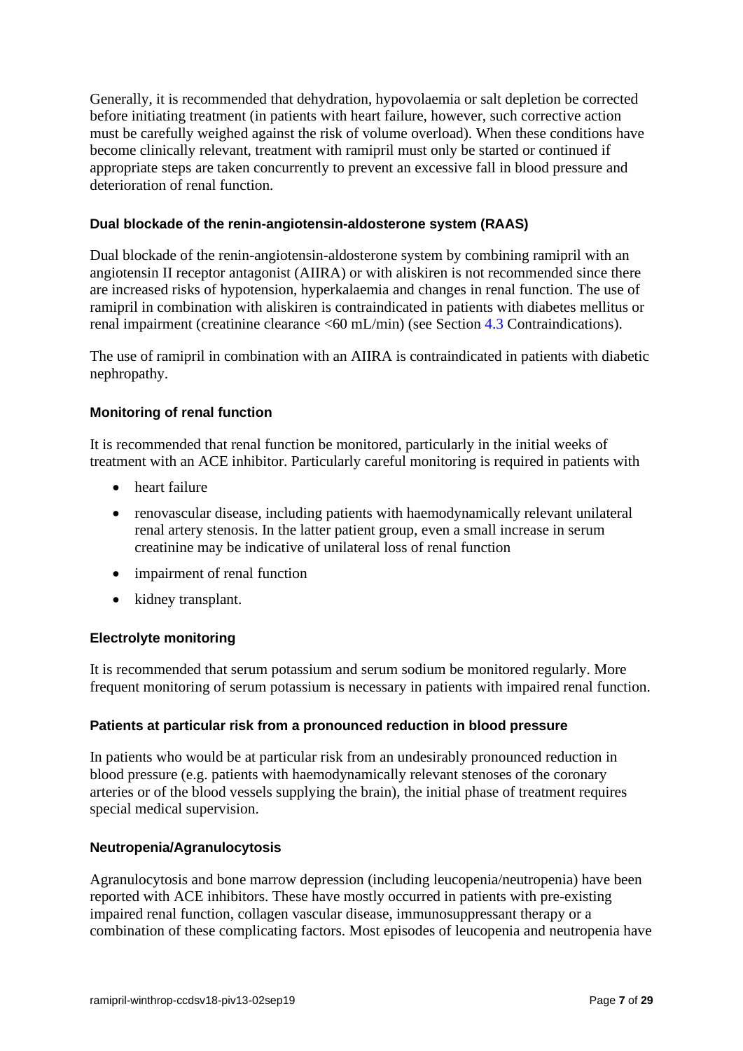Generally, it is recommended that dehydration, hypovolaemia or salt depletion be corrected before initiating treatment (in patients with heart failure, however, such corrective action must be carefully weighed against the risk of volume overload). When these conditions have become clinically relevant, treatment with ramipril must only be started or continued if appropriate steps are taken concurrently to prevent an excessive fall in blood pressure and deterioration of renal function.

#### Dual blockade of the renin-angiotensin-aldosterone system (RAAS)

Dual blockade of the renin-angiotensin-aldosterone system by combining ramipril with an angiotensin II receptor antagonist (AIIRA) or with aliskiren is not recommended since there are increased risks of hypotension, hyperkalaemia and changes in renal function. The use of ramipril in combination with aliskiren is contraindicated in patients with diabetes mellitus or renal impairment (creatinine clearance <60 mL/min) (see Section 4.3 Contraindications).

The use of ramipril in combination with an AIIRA is contraindicated in patients with diabetic nephropathy.

#### Monitoring of renal function

It is recommended that renal function be monitored, particularly in the initial weeks of treatment with an ACE inhibitor. Particularly careful monitoring is required in patients with

- heart failure
- renovascular disease, including patients with haemodynamically relevant unilateral renal artery stenosis. In the latter patient group, even a small increase in serum creatinine may be indicative of unilateral loss of renal function
- impairment of renal function
- kidney transplant.

#### Electrolyte monitoring

It is recommended that serum potassium and serum sodium be monitored regularly. More frequent monitoring of serum potassium is necessary in patients with impaired renal function.

#### Patients at particular risk from a pronounced reduction in blood pressure

In patients who would be at particular risk from an undesirably pronounced reduction in blood pressure (e.g. patients with haemodynamically relevant stenoses of the coronary arteries or of the blood vessels supplying the brain), the initial phase of treatment requires special medical supervision.

#### Neutropenia/Agranulocytosis

Agranulocytosis and bone marrow depression (including leucopenia/neutropenia) have been reported with ACE inhibitors. These have mostly occurred in patients with pre-existing impaired renal function, collagen vascular disease, immunosuppressant therapy or a combination of these complicating factors. Most episodes of leucopenia and neutropenia have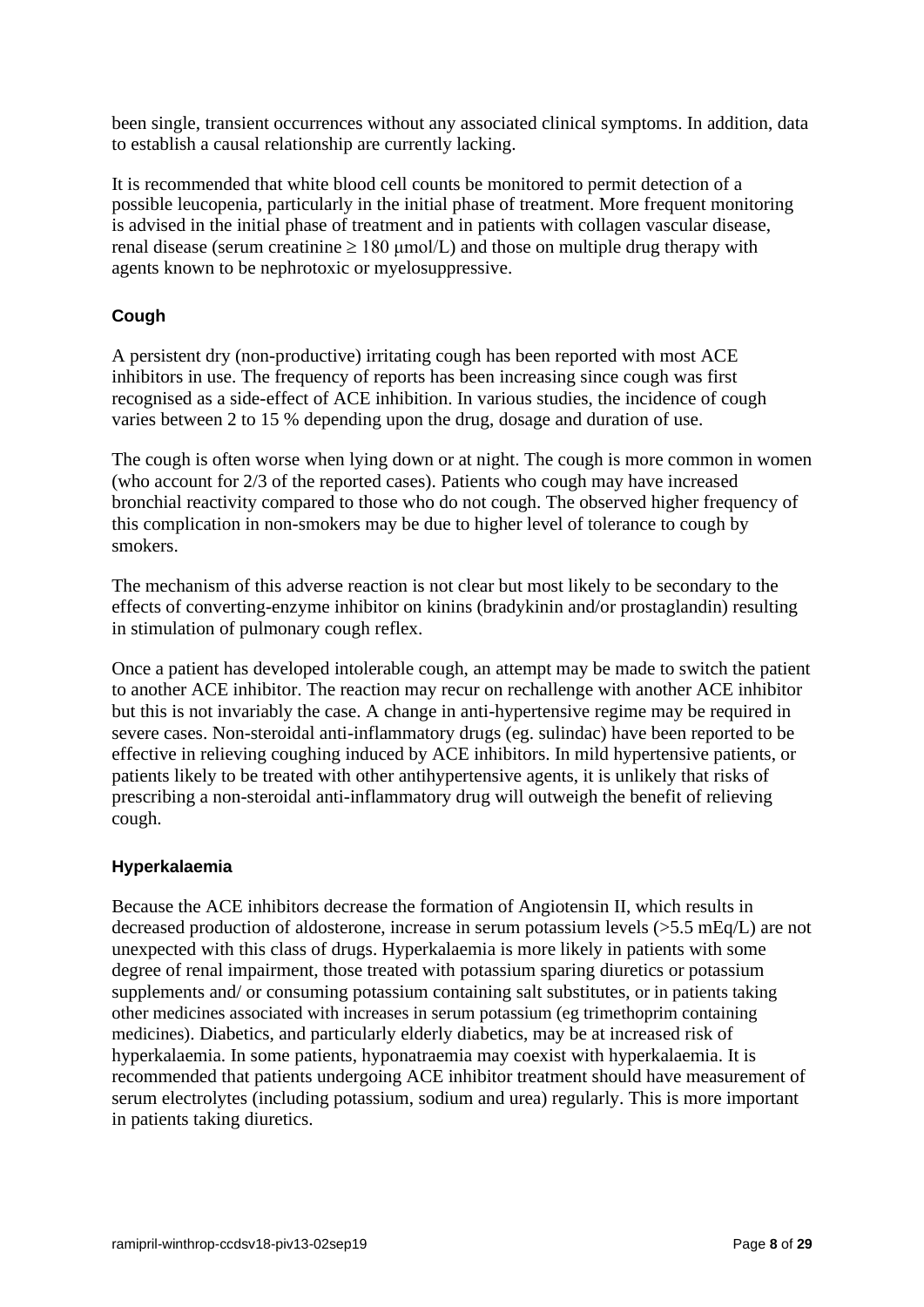been single, transient occurrences without any associated clinical symptoms. In addition, data to establish a causal relationship are currently lacking.

It is recommended that white blood cell counts be monitored to permit detection of a possible leucopenia, particularly in the initial phase of treatment. More frequent monitoring is advised in the initial phase of treatment and in patients with collagen vascular disease, renal disease (serum creatinine ≥ 180 μmol/L) and those on multiple drug therapy with agents known to be nephrotoxic or myelosuppressive.

### Cough

A persistent dry (non-productive) irritating cough has been reported with most ACE inhibitors in use. The frequency of reports has been increasing since cough was first recognised as a side-effect of ACE inhibition. In various studies, the incidence of cough varies between 2 to 15 % depending upon the drug, dosage and duration of use.

The cough is often worse when lying down or at night. The cough is more common in women (who account for 2/3 of the reported cases). Patients who cough may have increased bronchial reactivity compared to those who do not cough. The observed higher frequency of this complication in non-smokers may be due to higher level of tolerance to cough by smokers.

The mechanism of this adverse reaction is not clear but most likely to be secondary to the effects of converting-enzyme inhibitor on kinins (bradykinin and/or prostaglandin) resulting in stimulation of pulmonary cough reflex.

Once a patient has developed intolerable cough, an attempt may be made to switch the patient to another ACE inhibitor. The reaction may recur on rechallenge with another ACE inhibitor but this is not invariably the case. A change in anti-hypertensive regime may be required in severe cases. Non-steroidal anti-inflammatory drugs (eg. sulindac) have been reported to be effective in relieving coughing induced by ACE inhibitors. In mild hypertensive patients, or patients likely to be treated with other antihypertensive agents, it is unlikely that risks of prescribing a non-steroidal anti-inflammatory drug will outweigh the benefit of relieving cough.

### Hyperkalaemia

Because the ACE inhibitors decrease the formation of Angiotensin II, which results in decreased production of aldosterone, increase in serum potassium levels (>5.5 mEq/L) are not unexpected with this class of drugs. Hyperkalaemia is more likely in patients with some degree of renal impairment, those treated with potassium sparing diuretics or potassium supplements and/ or consuming potassium containing salt substitutes, or in patients taking other medicines associated with increases in serum potassium (eg trimethoprim containing medicines). Diabetics, and particularly elderly diabetics, may be at increased risk of hyperkalaemia. In some patients, hyponatraemia may coexist with hyperkalaemia. It is recommended that patients undergoing ACE inhibitor treatment should have measurement of serum electrolytes (including potassium, sodium and urea) regularly. This is more important in patients taking diuretics.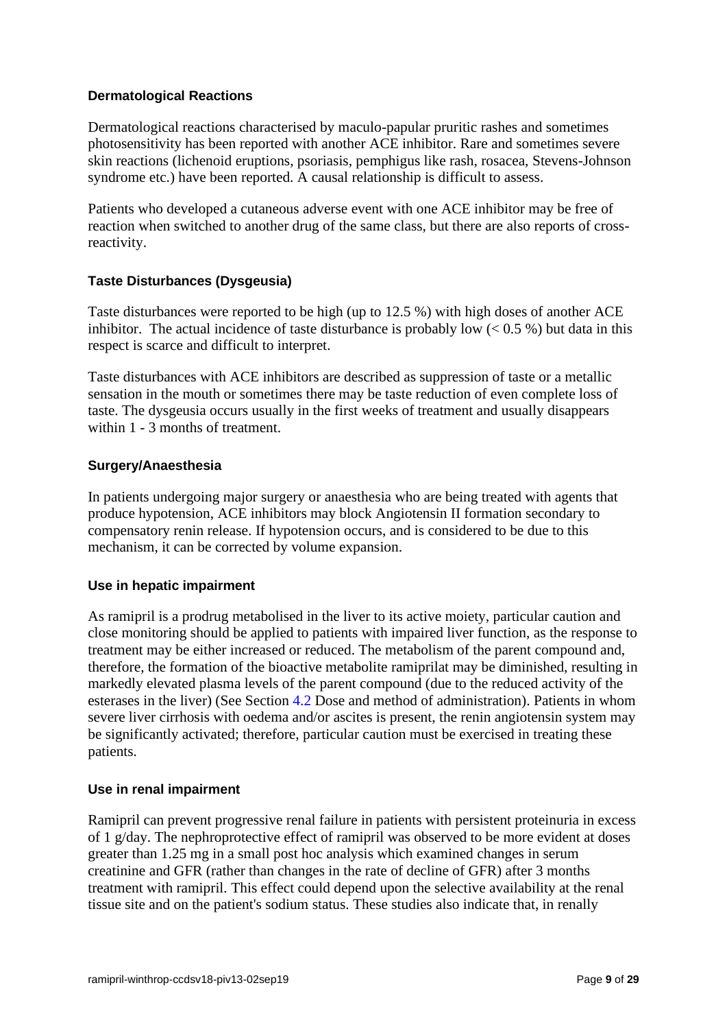### Dermatological Reactions

Dermatological reactions characterised by maculo-papular pruritic rashes and sometimes photosensitivity has been reported with another ACE inhibitor. Rare and sometimes severe skin reactions (lichenoid eruptions, psoriasis, pemphigus like rash, rosacea, Stevens-Johnson syndrome etc.) have been reported. A causal relationship is difficult to assess.

Patients who developed a cutaneous adverse event with one ACE inhibitor may be free of reaction when switched to another drug of the same class, but there are also reports of cross-reactivity.

### Taste Disturbances (Dysgeusia)

Taste disturbances were reported to be high (up to 12.5 %) with high doses of another ACE inhibitor. The actual incidence of taste disturbance is probably low (< 0.5 %) but data in this respect is scarce and difficult to interpret.

Taste disturbances with ACE inhibitors are described as suppression of taste or a metallic sensation in the mouth or sometimes there may be taste reduction of even complete loss of taste. The dysgeusia occurs usually in the first weeks of treatment and usually disappears within 1 - 3 months of treatment.

### Surgery/Anaesthesia

In patients undergoing major surgery or anaesthesia who are being treated with agents that produce hypotension, ACE inhibitors may block Angiotensin II formation secondary to compensatory renin release. If hypotension occurs, and is considered to be due to this mechanism, it can be corrected by volume expansion.

### Use in hepatic impairment

As ramipril is a prodrug metabolised in the liver to its active moiety, particular caution and close monitoring should be applied to patients with impaired liver function, as the response to treatment may be either increased or reduced. The metabolism of the parent compound and, therefore, the formation of the bioactive metabolite ramiprilat may be diminished, resulting in markedly elevated plasma levels of the parent compound (due to the reduced activity of the esterases in the liver) (See Section 4.2 Dose and method of administration). Patients in whom severe liver cirrhosis with oedema and/or ascites is present, the renin angiotensin system may be significantly activated; therefore, particular caution must be exercised in treating these patients.

### Use in renal impairment

Ramipril can prevent progressive renal failure in patients with persistent proteinuria in excess of 1 g/day. The nephroprotective effect of ramipril was observed to be more evident at doses greater than 1.25 mg in a small post hoc analysis which examined changes in serum creatinine and GFR (rather than changes in the rate of decline of GFR) after 3 months treatment with ramipril. This effect could depend upon the selective availability at the renal tissue site and on the patient's sodium status. These studies also indicate that, in renally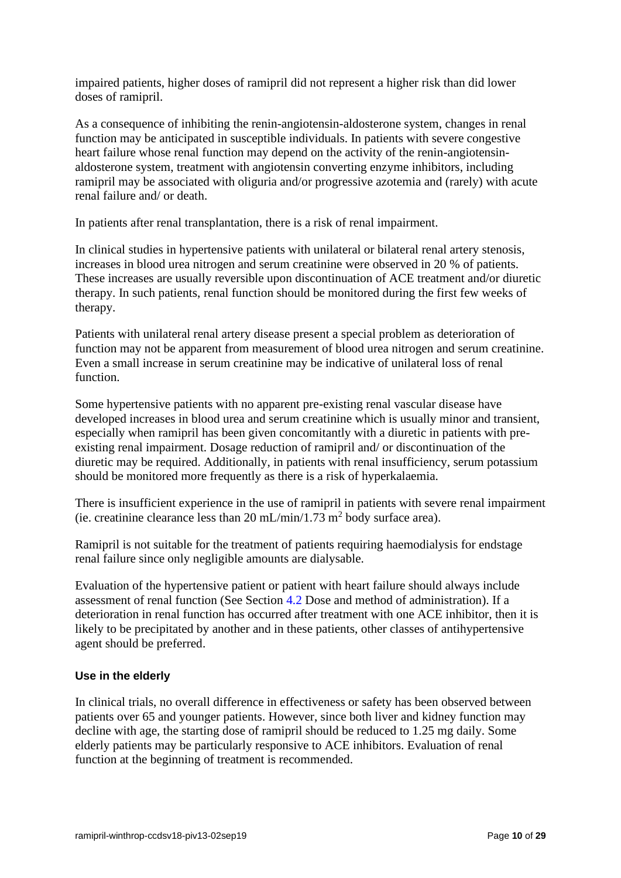impaired patients, higher doses of ramipril did not represent a higher risk than did lower doses of ramipril.

As a consequence of inhibiting the renin-angiotensin-aldosterone system, changes in renal function may be anticipated in susceptible individuals. In patients with severe congestive heart failure whose renal function may depend on the activity of the renin-angiotensin-aldosterone system, treatment with angiotensin converting enzyme inhibitors, including ramipril may be associated with oliguria and/or progressive azotemia and (rarely) with acute renal failure and/ or death.

In patients after renal transplantation, there is a risk of renal impairment.

In clinical studies in hypertensive patients with unilateral or bilateral renal artery stenosis, increases in blood urea nitrogen and serum creatinine were observed in 20 % of patients. These increases are usually reversible upon discontinuation of ACE treatment and/or diuretic therapy. In such patients, renal function should be monitored during the first few weeks of therapy.

Patients with unilateral renal artery disease present a special problem as deterioration of function may not be apparent from measurement of blood urea nitrogen and serum creatinine. Even a small increase in serum creatinine may be indicative of unilateral loss of renal function.

Some hypertensive patients with no apparent pre-existing renal vascular disease have developed increases in blood urea and serum creatinine which is usually minor and transient, especially when ramipril has been given concomitantly with a diuretic in patients with pre-existing renal impairment. Dosage reduction of ramipril and/ or discontinuation of the diuretic may be required. Additionally, in patients with renal insufficiency, serum potassium should be monitored more frequently as there is a risk of hyperkalaemia.

There is insufficient experience in the use of ramipril in patients with severe renal impairment (ie. creatinine clearance less than 20 mL/min/1.73 $m^2$ body surface area).

Ramipril is not suitable for the treatment of patients requiring haemodialysis for endstage renal failure since only negligible amounts are dialysable.

Evaluation of the hypertensive patient or patient with heart failure should always include assessment of renal function (See Section 4.2 Dose and method of administration). If a deterioration in renal function has occurred after treatment with one ACE inhibitor, then it is likely to be precipitated by another and in these patients, other classes of antihypertensive agent should be preferred.

#### Use in the elderly

In clinical trials, no overall difference in effectiveness or safety has been observed between patients over 65 and younger patients. However, since both liver and kidney function may decline with age, the starting dose of ramipril should be reduced to 1.25 mg daily. Some elderly patients may be particularly responsive to ACE inhibitors. Evaluation of renal function at the beginning of treatment is recommended.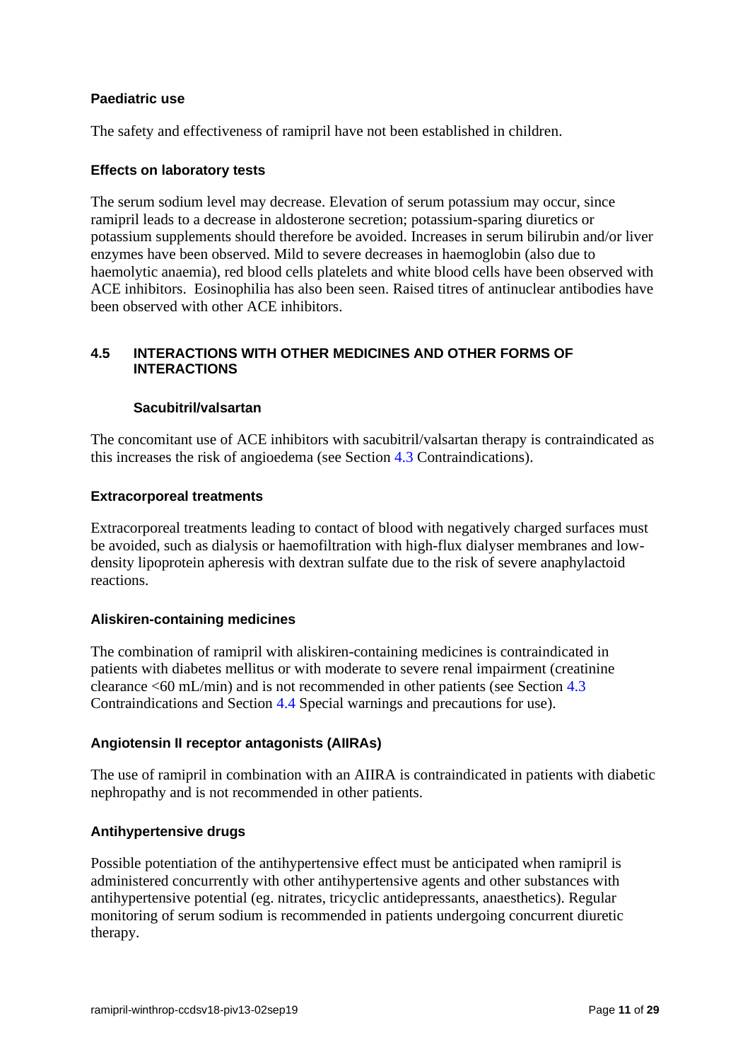**Paediatric use**

The safety and effectiveness of ramipril have not been established in children.

**Effects on laboratory tests**

The serum sodium level may decrease. Elevation of serum potassium may occur, since ramipril leads to a decrease in aldosterone secretion; potassium-sparing diuretics or potassium supplements should therefore be avoided. Increases in serum bilirubin and/or liver enzymes have been observed. Mild to severe decreases in haemoglobin (also due to haemolytic anaemia), red blood cells platelets and white blood cells have been observed with ACE inhibitors. Eosinophilia has also been seen. Raised titres of antinuclear antibodies have been observed with other ACE inhibitors.

## 4.5 INTERACTIONS WITH OTHER MEDICINES AND OTHER FORMS OF INTERACTIONS

**Sacubitril/valsartan**

The concomitant use of ACE inhibitors with sacubitril/valsartan therapy is contraindicated as this increases the risk of angioedema (see Section 4.3 Contraindications).

**Extracorporeal treatments**

Extracorporeal treatments leading to contact of blood with negatively charged surfaces must be avoided, such as dialysis or haemofiltration with high-flux dialyser membranes and low-density lipoprotein apheresis with dextran sulfate due to the risk of severe anaphylactoid reactions.

**Aliskiren-containing medicines**

The combination of ramipril with aliskiren-containing medicines is contraindicated in patients with diabetes mellitus or with moderate to severe renal impairment (creatinine clearance <60 mL/min) and is not recommended in other patients (see Section 4.3 Contraindications and Section 4.4 Special warnings and precautions for use).

**Angiotensin II receptor antagonists (AIIRAs)**

The use of ramipril in combination with an AIIRA is contraindicated in patients with diabetic nephropathy and is not recommended in other patients.

**Antihypertensive drugs**

Possible potentiation of the antihypertensive effect must be anticipated when ramipril is administered concurrently with other antihypertensive agents and other substances with antihypertensive potential (eg. nitrates, tricyclic antidepressants, anaesthetics). Regular monitoring of serum sodium is recommended in patients undergoing concurrent diuretic therapy.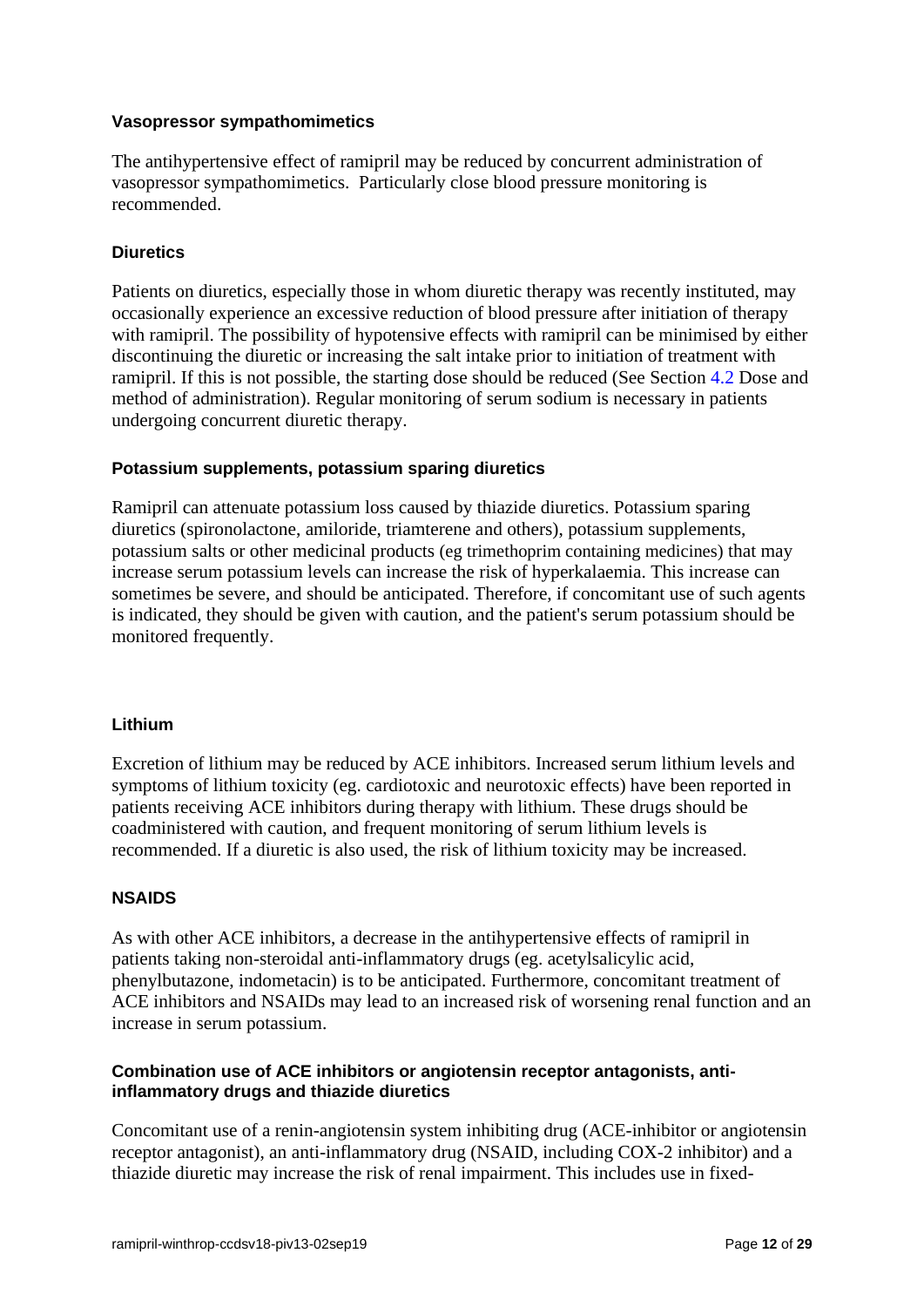**Vasopressor sympathomimetics**

The antihypertensive effect of ramipril may be reduced by concurrent administration of vasopressor sympathomimetics. Particularly close blood pressure monitoring is recommended.

**Diuretics**

Patients on diuretics, especially those in whom diuretic therapy was recently instituted, may occasionally experience an excessive reduction of blood pressure after initiation of therapy with ramipril. The possibility of hypotensive effects with ramipril can be minimised by either discontinuing the diuretic or increasing the salt intake prior to initiation of treatment with ramipril. If this is not possible, the starting dose should be reduced (See Section 4.2 Dose and method of administration). Regular monitoring of serum sodium is necessary in patients undergoing concurrent diuretic therapy.

**Potassium supplements, potassium sparing diuretics**

Ramipril can attenuate potassium loss caused by thiazide diuretics. Potassium sparing diuretics (spironolactone, amiloride, triamterene and others), potassium supplements, potassium salts or other medicinal products (eg trimethoprim containing medicines) that may increase serum potassium levels can increase the risk of hyperkalaemia. This increase can sometimes be severe, and should be anticipated. Therefore, if concomitant use of such agents is indicated, they should be given with caution, and the patient's serum potassium should be monitored frequently.

**Lithium**

Excretion of lithium may be reduced by ACE inhibitors. Increased serum lithium levels and symptoms of lithium toxicity (eg. cardiotoxic and neurotoxic effects) have been reported in patients receiving ACE inhibitors during therapy with lithium. These drugs should be coadministered with caution, and frequent monitoring of serum lithium levels is recommended. If a diuretic is also used, the risk of lithium toxicity may be increased.

**NSAIDS**

As with other ACE inhibitors, a decrease in the antihypertensive effects of ramipril in patients taking non-steroidal anti-inflammatory drugs (eg. acetylsalicylic acid, phenylbutazone, indometacin) is to be anticipated. Furthermore, concomitant treatment of ACE inhibitors and NSAIDs may lead to an increased risk of worsening renal function and an increase in serum potassium.

**Combination use of ACE inhibitors or angiotensin receptor antagonists, anti-inflammatory drugs and thiazide diuretics**

Concomitant use of a renin-angiotensin system inhibiting drug (ACE-inhibitor or angiotensin receptor antagonist), an anti-inflammatory drug (NSAID, including COX-2 inhibitor) and a thiazide diuretic may increase the risk of renal impairment. This includes use in fixed-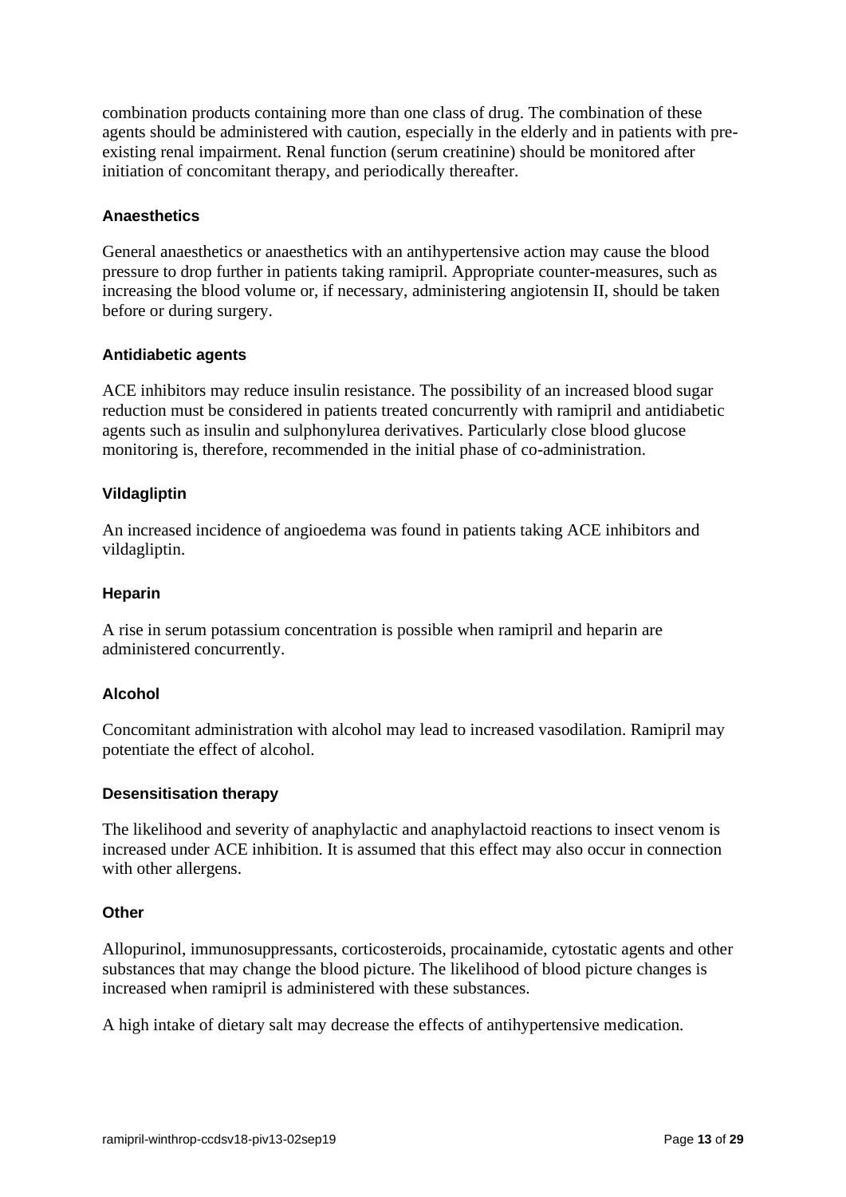combination products containing more than one class of drug. The combination of these agents should be administered with caution, especially in the elderly and in patients with pre-existing renal impairment. Renal function (serum creatinine) should be monitored after initiation of concomitant therapy, and periodically thereafter.

#### Anaesthetics

General anaesthetics or anaesthetics with an antihypertensive action may cause the blood pressure to drop further in patients taking ramipril. Appropriate counter-measures, such as increasing the blood volume or, if necessary, administering angiotensin II, should be taken before or during surgery.

#### Antidiabetic agents

ACE inhibitors may reduce insulin resistance. The possibility of an increased blood sugar reduction must be considered in patients treated concurrently with ramipril and antidiabetic agents such as insulin and sulphonylurea derivatives. Particularly close blood glucose monitoring is, therefore, recommended in the initial phase of co-administration.

#### Vildagliptin

An increased incidence of angioedema was found in patients taking ACE inhibitors and vildagliptin.

#### Heparin

A rise in serum potassium concentration is possible when ramipril and heparin are administered concurrently.

#### Alcohol

Concomitant administration with alcohol may lead to increased vasodilation. Ramipril may potentiate the effect of alcohol.

#### Desensitisation therapy

The likelihood and severity of anaphylactic and anaphylactoid reactions to insect venom is increased under ACE inhibition. It is assumed that this effect may also occur in connection with other allergens.

#### Other

Allopurinol, immunosuppressants, corticosteroids, procainamide, cytostatic agents and other substances that may change the blood picture. The likelihood of blood picture changes is increased when ramipril is administered with these substances.

A high intake of dietary salt may decrease the effects of antihypertensive medication.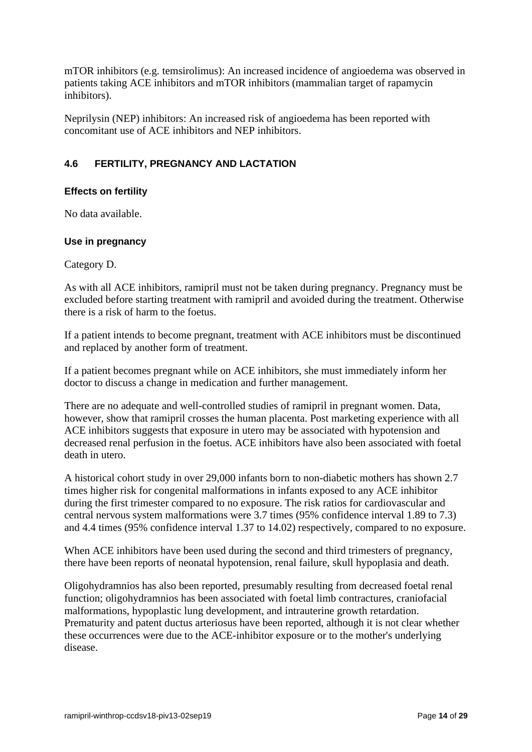mTOR inhibitors (e.g. temsirolimus): An increased incidence of angioedema was observed in patients taking ACE inhibitors and mTOR inhibitors (mammalian target of rapamycin inhibitors).

Neprilysin (NEP) inhibitors: An increased risk of angioedema has been reported with concomitant use of ACE inhibitors and NEP inhibitors.

## 4.6 FERTILITY, PREGNANCY AND LACTATION

### Effects on fertility

No data available.

### Use in pregnancy

Category D.

As with all ACE inhibitors, ramipril must not be taken during pregnancy. Pregnancy must be excluded before starting treatment with ramipril and avoided during the treatment. Otherwise there is a risk of harm to the foetus.

If a patient intends to become pregnant, treatment with ACE inhibitors must be discontinued and replaced by another form of treatment.

If a patient becomes pregnant while on ACE inhibitors, she must immediately inform her doctor to discuss a change in medication and further management.

There are no adequate and well-controlled studies of ramipril in pregnant women. Data, however, show that ramipril crosses the human placenta. Post marketing experience with all ACE inhibitors suggests that exposure in utero may be associated with hypotension and decreased renal perfusion in the foetus. ACE inhibitors have also been associated with foetal death in utero.

A historical cohort study in over 29,000 infants born to non-diabetic mothers has shown 2.7 times higher risk for congenital malformations in infants exposed to any ACE inhibitor during the first trimester compared to no exposure. The risk ratios for cardiovascular and central nervous system malformations were 3.7 times (95% confidence interval 1.89 to 7.3) and 4.4 times (95% confidence interval 1.37 to 14.02) respectively, compared to no exposure.

When ACE inhibitors have been used during the second and third trimesters of pregnancy, there have been reports of neonatal hypotension, renal failure, skull hypoplasia and death.

Oligohydramnios has also been reported, presumably resulting from decreased foetal renal function; oligohydramnios has been associated with foetal limb contractures, craniofacial malformations, hypoplastic lung development, and intrauterine growth retardation. Prematurity and patent ductus arteriosus have been reported, although it is not clear whether these occurrences were due to the ACE-inhibitor exposure or to the mother's underlying disease.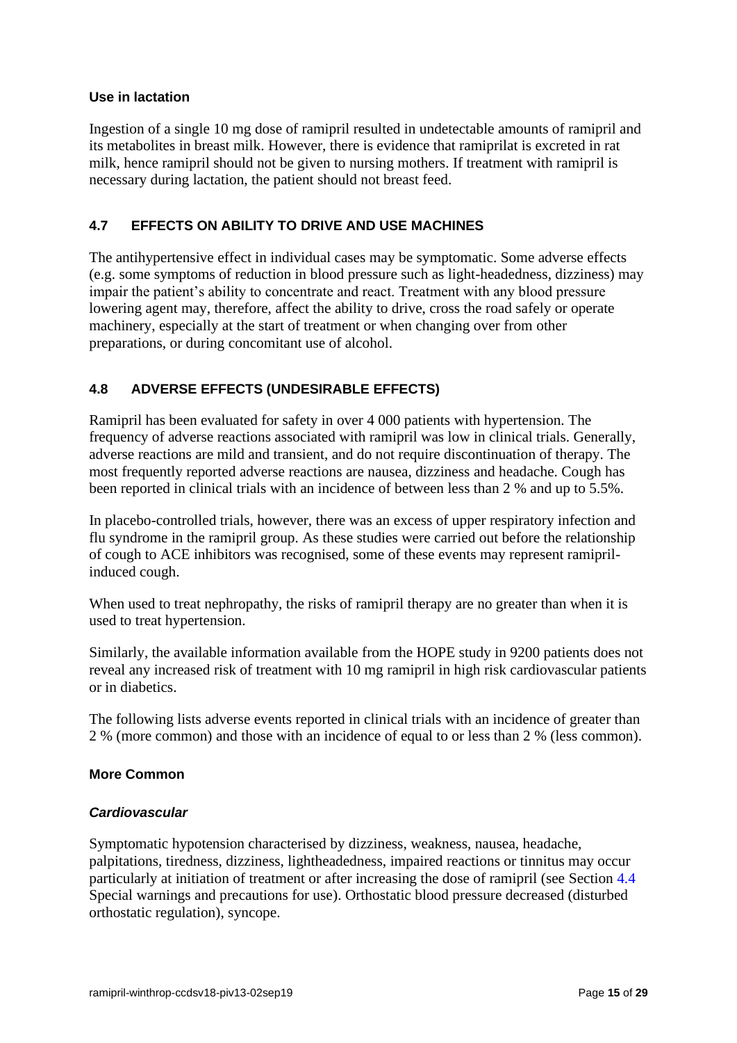### Use in lactation

Ingestion of a single 10 mg dose of ramipril resulted in undetectable amounts of ramipril and its metabolites in breast milk. However, there is evidence that ramiprilat is excreted in rat milk, hence ramipril should not be given to nursing mothers. If treatment with ramipril is necessary during lactation, the patient should not breast feed.

## 4.7 EFFECTS ON ABILITY TO DRIVE AND USE MACHINES

The antihypertensive effect in individual cases may be symptomatic. Some adverse effects (e.g. some symptoms of reduction in blood pressure such as light-headedness, dizziness) may impair the patient's ability to concentrate and react. Treatment with any blood pressure lowering agent may, therefore, affect the ability to drive, cross the road safely or operate machinery, especially at the start of treatment or when changing over from other preparations, or during concomitant use of alcohol.

## 4.8 ADVERSE EFFECTS (UNDESIRABLE EFFECTS)

Ramipril has been evaluated for safety in over 4 000 patients with hypertension. The frequency of adverse reactions associated with ramipril was low in clinical trials. Generally, adverse reactions are mild and transient, and do not require discontinuation of therapy. The most frequently reported adverse reactions are nausea, dizziness and headache. Cough has been reported in clinical trials with an incidence of between less than 2 % and up to 5.5%.

In placebo-controlled trials, however, there was an excess of upper respiratory infection and flu syndrome in the ramipril group. As these studies were carried out before the relationship of cough to ACE inhibitors was recognised, some of these events may represent ramipril-induced cough.

When used to treat nephropathy, the risks of ramipril therapy are no greater than when it is used to treat hypertension.

Similarly, the available information available from the HOPE study in 9200 patients does not reveal any increased risk of treatment with 10 mg ramipril in high risk cardiovascular patients or in diabetics.

The following lists adverse events reported in clinical trials with an incidence of greater than 2 % (more common) and those with an incidence of equal to or less than 2 % (less common).

### More Common

#### *Cardiovascular*

Symptomatic hypotension characterised by dizziness, weakness, nausea, headache, palpitations, tiredness, dizziness, lightheadedness, impaired reactions or tinnitus may occur particularly at initiation of treatment or after increasing the dose of ramipril (see Section 4.4 Special warnings and precautions for use). Orthostatic blood pressure decreased (disturbed orthostatic regulation), syncope.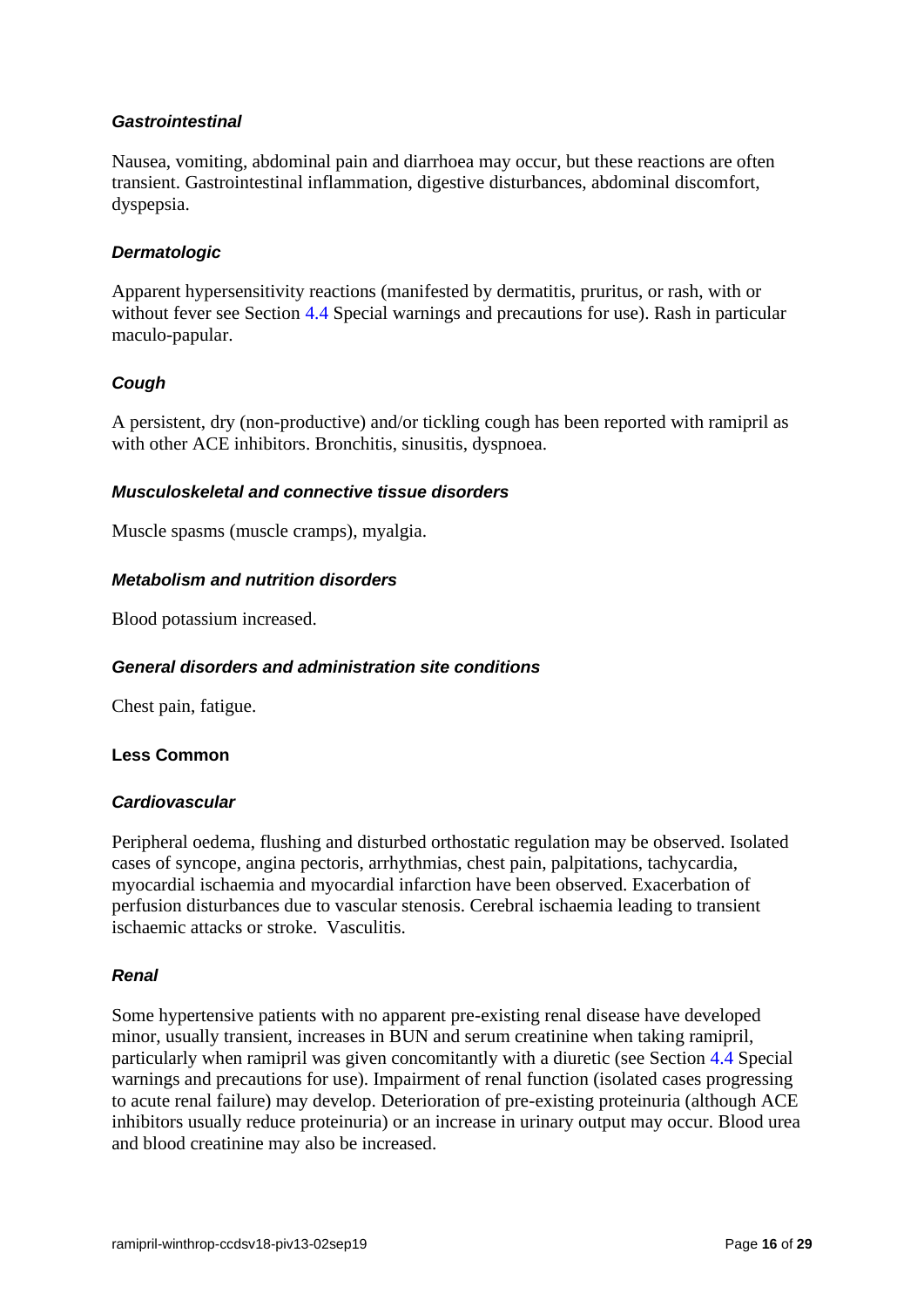#### *Gastrointestinal*

Nausea, vomiting, abdominal pain and diarrhoea may occur, but these reactions are often transient. Gastrointestinal inflammation, digestive disturbances, abdominal discomfort, dyspepsia.

#### *Dermatologic*

Apparent hypersensitivity reactions (manifested by dermatitis, pruritus, or rash, with or without fever see Section 4.4 Special warnings and precautions for use). Rash in particular maculo-papular.

#### *Cough*

A persistent, dry (non-productive) and/or tickling cough has been reported with ramipril as with other ACE inhibitors. Bronchitis, sinusitis, dyspnoea.

#### *Musculoskeletal and connective tissue disorders*

Muscle spasms (muscle cramps), myalgia.

#### *Metabolism and nutrition disorders*

Blood potassium increased.

#### *General disorders and administration site conditions*

Chest pain, fatigue.

### Less Common

#### *Cardiovascular*

Peripheral oedema, flushing and disturbed orthostatic regulation may be observed. Isolated cases of syncope, angina pectoris, arrhythmias, chest pain, palpitations, tachycardia, myocardial ischaemia and myocardial infarction have been observed. Exacerbation of perfusion disturbances due to vascular stenosis. Cerebral ischaemia leading to transient ischaemic attacks or stroke. Vasculitis.

#### *Renal*

Some hypertensive patients with no apparent pre-existing renal disease have developed minor, usually transient, increases in BUN and serum creatinine when taking ramipril, particularly when ramipril was given concomitantly with a diuretic (see Section 4.4 Special warnings and precautions for use). Impairment of renal function (isolated cases progressing to acute renal failure) may develop. Deterioration of pre-existing proteinuria (although ACE inhibitors usually reduce proteinuria) or an increase in urinary output may occur. Blood urea and blood creatinine may also be increased.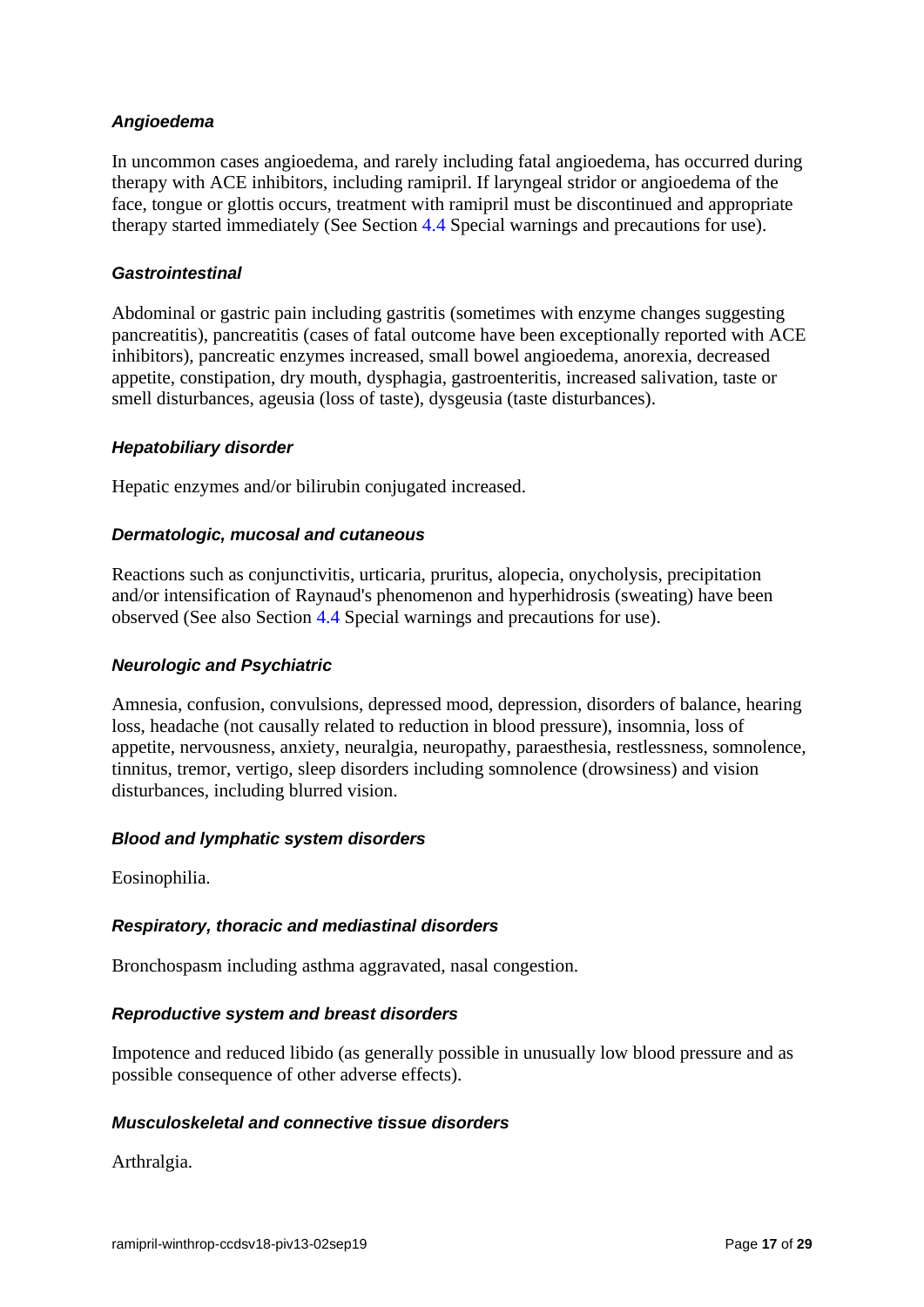#### *Angioedema*

In uncommon cases angioedema, and rarely including fatal angioedema, has occurred during therapy with ACE inhibitors, including ramipril. If laryngeal stridor or angioedema of the face, tongue or glottis occurs, treatment with ramipril must be discontinued and appropriate therapy started immediately (See Section 4.4 Special warnings and precautions for use).

#### *Gastrointestinal*

Abdominal or gastric pain including gastritis (sometimes with enzyme changes suggesting pancreatitis), pancreatitis (cases of fatal outcome have been exceptionally reported with ACE inhibitors), pancreatic enzymes increased, small bowel angioedema, anorexia, decreased appetite, constipation, dry mouth, dysphagia, gastroenteritis, increased salivation, taste or smell disturbances, ageusia (loss of taste), dysgeusia (taste disturbances).

#### *Hepatobiliary disorder*

Hepatic enzymes and/or bilirubin conjugated increased.

#### *Dermatologic, mucosal and cutaneous*

Reactions such as conjunctivitis, urticaria, pruritus, alopecia, onycholysis, precipitation and/or intensification of Raynaud's phenomenon and hyperhidrosis (sweating) have been observed (See also Section 4.4 Special warnings and precautions for use).

#### *Neurologic and Psychiatric*

Amnesia, confusion, convulsions, depressed mood, depression, disorders of balance, hearing loss, headache (not causally related to reduction in blood pressure), insomnia, loss of appetite, nervousness, anxiety, neuralgia, neuropathy, paraesthesia, restlessness, somnolence, tinnitus, tremor, vertigo, sleep disorders including somnolence (drowsiness) and vision disturbances, including blurred vision.

#### *Blood and lymphatic system disorders*

Eosinophilia.

#### *Respiratory, thoracic and mediastinal disorders*

Bronchospasm including asthma aggravated, nasal congestion.

#### *Reproductive system and breast disorders*

Impotence and reduced libido (as generally possible in unusually low blood pressure and as possible consequence of other adverse effects).

#### *Musculoskeletal and connective tissue disorders*

Arthralgia.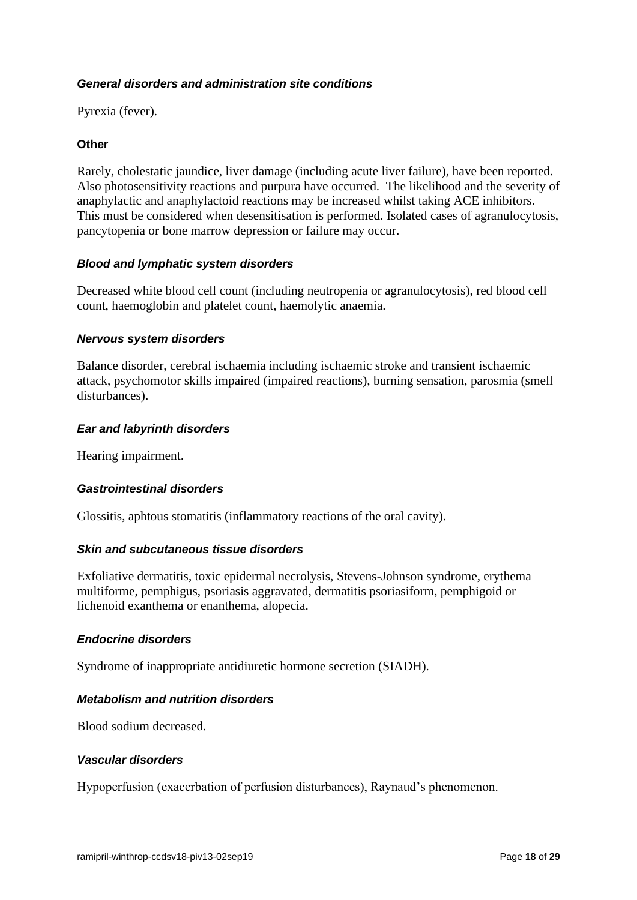***General disorders and administration site conditions***

Pyrexia (fever).

**Other**

Rarely, cholestatic jaundice, liver damage (including acute liver failure), have been reported. Also photosensitivity reactions and purpura have occurred. The likelihood and the severity of anaphylactic and anaphylactoid reactions may be increased whilst taking ACE inhibitors. This must be considered when desensitisation is performed. Isolated cases of agranulocytosis, pancytopenia or bone marrow depression or failure may occur.

***Blood and lymphatic system disorders***

Decreased white blood cell count (including neutropenia or agranulocytosis), red blood cell count, haemoglobin and platelet count, haemolytic anaemia.

***Nervous system disorders***

Balance disorder, cerebral ischaemia including ischaemic stroke and transient ischaemic attack, psychomotor skills impaired (impaired reactions), burning sensation, parosmia (smell disturbances).

***Ear and labyrinth disorders***

Hearing impairment.

***Gastrointestinal disorders***

Glossitis, aphtous stomatitis (inflammatory reactions of the oral cavity).

***Skin and subcutaneous tissue disorders***

Exfoliative dermatitis, toxic epidermal necrolysis, Stevens-Johnson syndrome, erythema multiforme, pemphigus, psoriasis aggravated, dermatitis psoriasiform, pemphigoid or lichenoid exanthema or enanthema, alopecia.

***Endocrine disorders***

Syndrome of inappropriate antidiuretic hormone secretion (SIADH).

***Metabolism and nutrition disorders***

Blood sodium decreased.

***Vascular disorders***

Hypoperfusion (exacerbation of perfusion disturbances), Raynaud's phenomenon.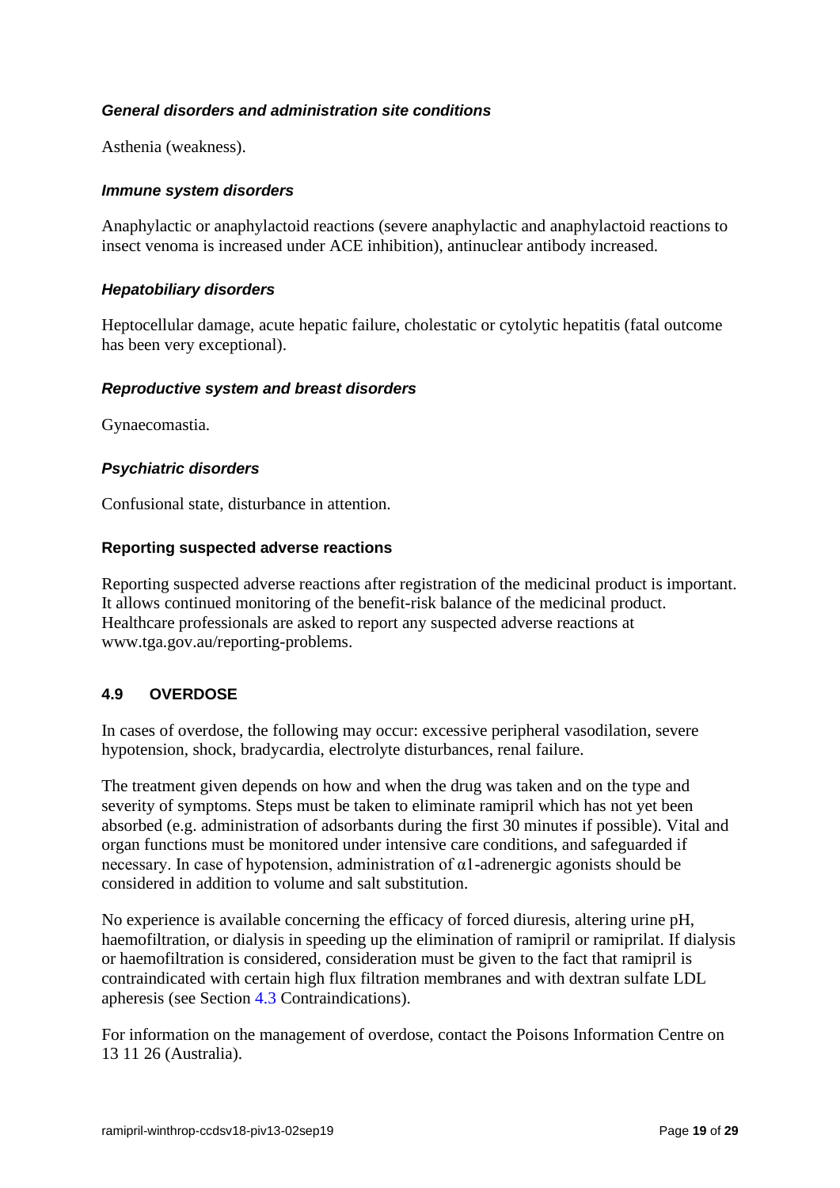***General disorders and administration site conditions***

Asthenia (weakness).

***Immune system disorders***

Anaphylactic or anaphylactoid reactions (severe anaphylactic and anaphylactoid reactions to insect venoma is increased under ACE inhibition), antinuclear antibody increased.

***Hepatobiliary disorders***

Heptocellular damage, acute hepatic failure, cholestatic or cytolytic hepatitis (fatal outcome has been very exceptional).

***Reproductive system and breast disorders***

Gynaecomastia.

***Psychiatric disorders***

Confusional state, disturbance in attention.

**Reporting suspected adverse reactions**

Reporting suspected adverse reactions after registration of the medicinal product is important. It allows continued monitoring of the benefit-risk balance of the medicinal product. Healthcare professionals are asked to report any suspected adverse reactions at www.tga.gov.au/reporting-problems.

## 4.9 OVERDOSE

In cases of overdose, the following may occur: excessive peripheral vasodilation, severe hypotension, shock, bradycardia, electrolyte disturbances, renal failure.

The treatment given depends on how and when the drug was taken and on the type and severity of symptoms. Steps must be taken to eliminate ramipril which has not yet been absorbed (e.g. administration of adsorbants during the first 30 minutes if possible). Vital and organ functions must be monitored under intensive care conditions, and safeguarded if necessary. In case of hypotension, administration of α1-adrenergic agonists should be considered in addition to volume and salt substitution.

No experience is available concerning the efficacy of forced diuresis, altering urine pH, haemofiltration, or dialysis in speeding up the elimination of ramipril or ramiprilat. If dialysis or haemofiltration is considered, consideration must be given to the fact that ramipril is contraindicated with certain high flux filtration membranes and with dextran sulfate LDL apheresis (see Section 4.3 Contraindications).

For information on the management of overdose, contact the Poisons Information Centre on 13 11 26 (Australia).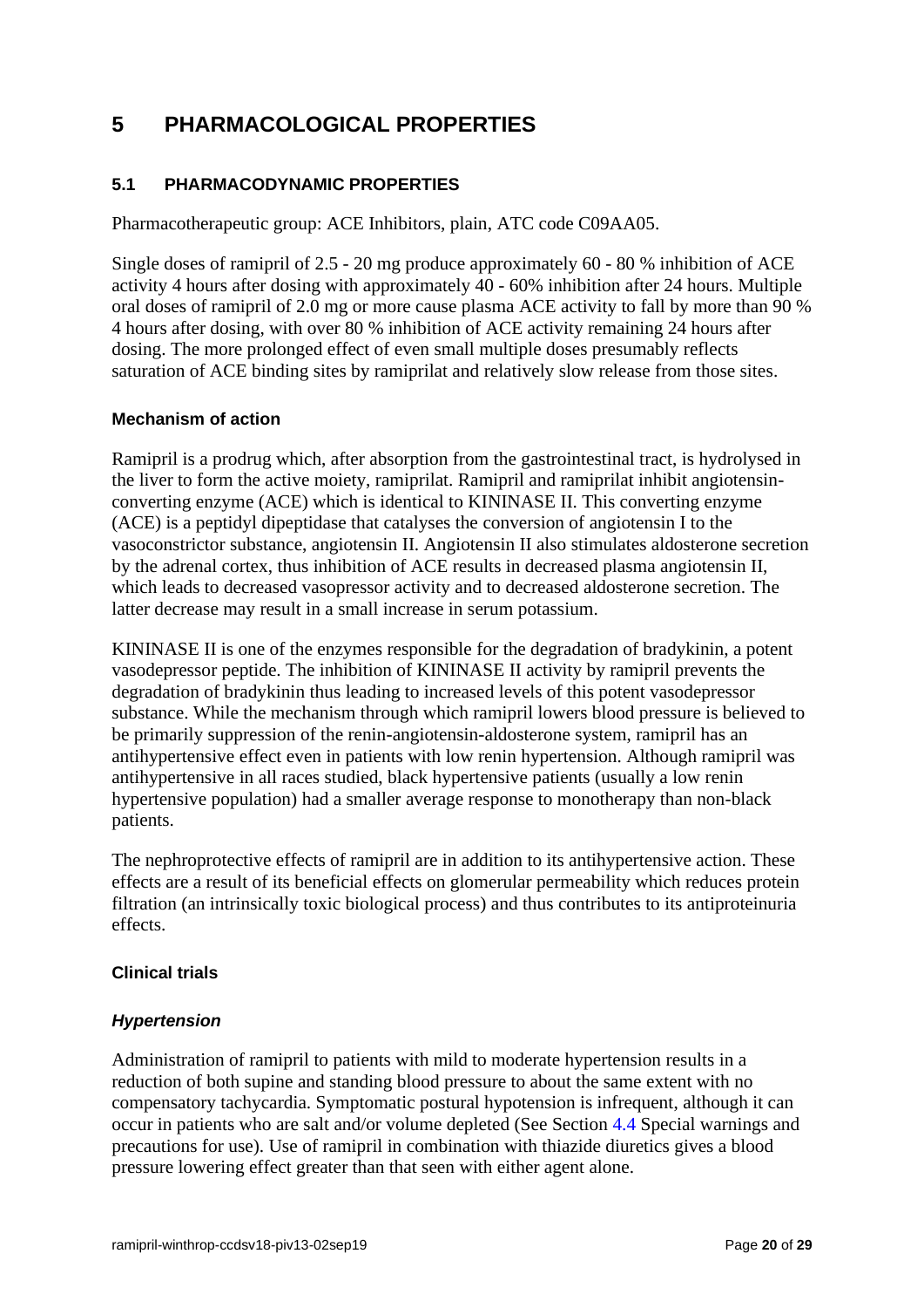# 5 PHARMACOLOGICAL PROPERTIES

## 5.1 PHARMACODYNAMIC PROPERTIES

Pharmacotherapeutic group: ACE Inhibitors, plain, ATC code C09AA05.

Single doses of ramipril of 2.5 - 20 mg produce approximately 60 - 80 % inhibition of ACE activity 4 hours after dosing with approximately 40 - 60% inhibition after 24 hours. Multiple oral doses of ramipril of 2.0 mg or more cause plasma ACE activity to fall by more than 90 % 4 hours after dosing, with over 80 % inhibition of ACE activity remaining 24 hours after dosing. The more prolonged effect of even small multiple doses presumably reflects saturation of ACE binding sites by ramiprilat and relatively slow release from those sites.

### Mechanism of action

Ramipril is a prodrug which, after absorption from the gastrointestinal tract, is hydrolysed in the liver to form the active moiety, ramiprilat. Ramipril and ramiprilat inhibit angiotensin-converting enzyme (ACE) which is identical to KININASE II. This converting enzyme (ACE) is a peptidyl dipeptidase that catalyses the conversion of angiotensin I to the vasoconstrictor substance, angiotensin II. Angiotensin II also stimulates aldosterone secretion by the adrenal cortex, thus inhibition of ACE results in decreased plasma angiotensin II, which leads to decreased vasopressor activity and to decreased aldosterone secretion. The latter decrease may result in a small increase in serum potassium.

KININASE II is one of the enzymes responsible for the degradation of bradykinin, a potent vasodepressor peptide. The inhibition of KININASE II activity by ramipril prevents the degradation of bradykinin thus leading to increased levels of this potent vasodepressor substance. While the mechanism through which ramipril lowers blood pressure is believed to be primarily suppression of the renin-angiotensin-aldosterone system, ramipril has an antihypertensive effect even in patients with low renin hypertension. Although ramipril was antihypertensive in all races studied, black hypertensive patients (usually a low renin hypertensive population) had a smaller average response to monotherapy than non-black patients.

The nephroprotective effects of ramipril are in addition to its antihypertensive action. These effects are a result of its beneficial effects on glomerular permeability which reduces protein filtration (an intrinsically toxic biological process) and thus contributes to its antiproteinuria effects.

### Clinical trials

#### *Hypertension*

Administration of ramipril to patients with mild to moderate hypertension results in a reduction of both supine and standing blood pressure to about the same extent with no compensatory tachycardia. Symptomatic postural hypotension is infrequent, although it can occur in patients who are salt and/or volume depleted (See Section 4.4 Special warnings and precautions for use). Use of ramipril in combination with thiazide diuretics gives a blood pressure lowering effect greater than that seen with either agent alone.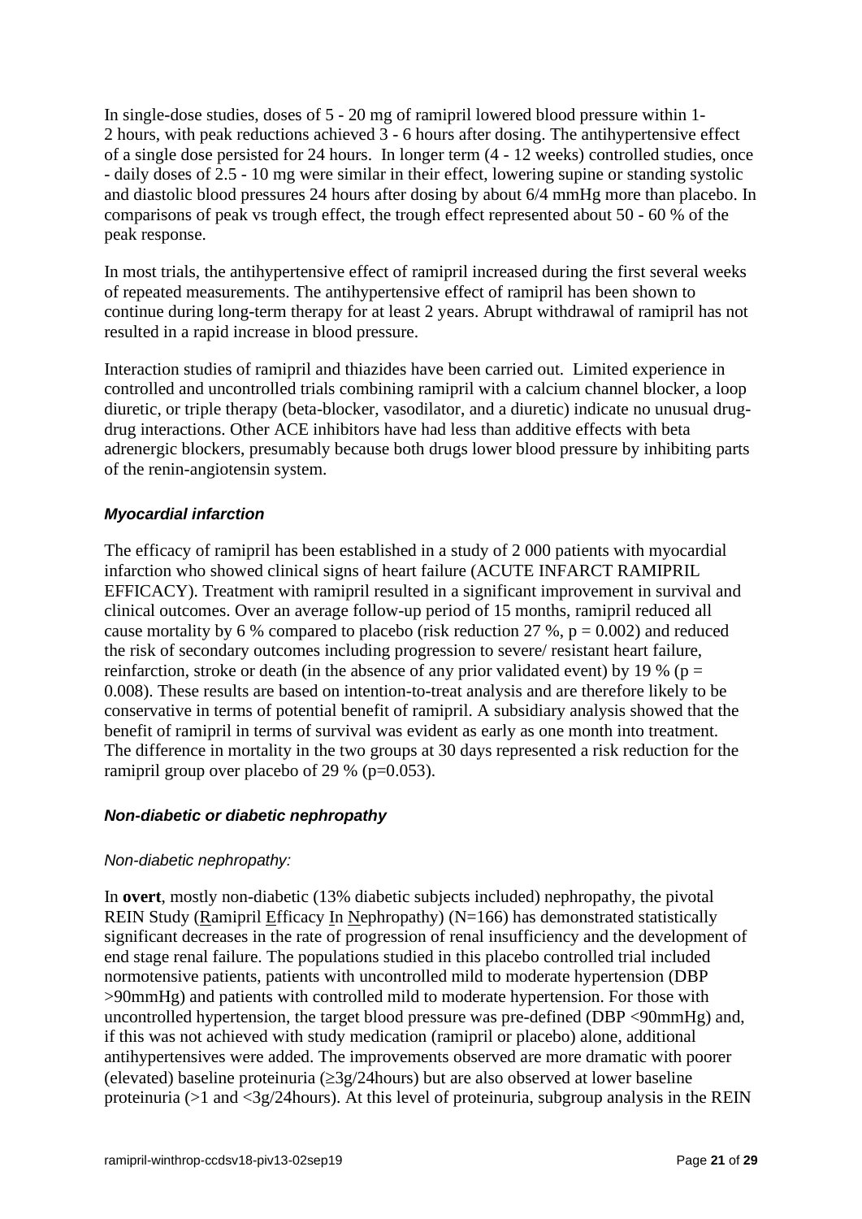In single-dose studies, doses of 5 - 20 mg of ramipril lowered blood pressure within 1-2 hours, with peak reductions achieved 3 - 6 hours after dosing. The antihypertensive effect of a single dose persisted for 24 hours. In longer term (4 - 12 weeks) controlled studies, once - daily doses of 2.5 - 10 mg were similar in their effect, lowering supine or standing systolic and diastolic blood pressures 24 hours after dosing by about 6/4 mmHg more than placebo. In comparisons of peak vs trough effect, the trough effect represented about 50 - 60 % of the peak response.

In most trials, the antihypertensive effect of ramipril increased during the first several weeks of repeated measurements. The antihypertensive effect of ramipril has been shown to continue during long-term therapy for at least 2 years. Abrupt withdrawal of ramipril has not resulted in a rapid increase in blood pressure.

Interaction studies of ramipril and thiazides have been carried out. Limited experience in controlled and uncontrolled trials combining ramipril with a calcium channel blocker, a loop diuretic, or triple therapy (beta-blocker, vasodilator, and a diuretic) indicate no unusual drug-drug interactions. Other ACE inhibitors have had less than additive effects with beta adrenergic blockers, presumably because both drugs lower blood pressure by inhibiting parts of the renin-angiotensin system.

### *Myocardial infarction*

The efficacy of ramipril has been established in a study of 2 000 patients with myocardial infarction who showed clinical signs of heart failure (ACUTE INFARCT RAMIPRIL EFFICACY). Treatment with ramipril resulted in a significant improvement in survival and clinical outcomes. Over an average follow-up period of 15 months, ramipril reduced all cause mortality by 6 % compared to placebo (risk reduction 27 %, $p = 0.002$) and reduced the risk of secondary outcomes including progression to severe/ resistant heart failure, reinfarction, stroke or death (in the absence of any prior validated event) by 19 % ($p = 0.008$). These results are based on intention-to-treat analysis and are therefore likely to be conservative in terms of potential benefit of ramipril. A subsidiary analysis showed that the benefit of ramipril in terms of survival was evident as early as one month into treatment. The difference in mortality in the two groups at 30 days represented a risk reduction for the ramipril group over placebo of 29 % ($p=0.053$).

### *Non-diabetic or diabetic nephropathy*

*Non-diabetic nephropathy:*

In **overt**, mostly non-diabetic (13% diabetic subjects included) nephropathy, the pivotal REIN Study (Ramipril Efficacy In Nephropathy) (N=166) has demonstrated statistically significant decreases in the rate of progression of renal insufficiency and the development of end stage renal failure. The populations studied in this placebo controlled trial included normotensive patients, patients with uncontrolled mild to moderate hypertension (DBP >90mmHg) and patients with controlled mild to moderate hypertension. For those with uncontrolled hypertension, the target blood pressure was pre-defined (DBP <90mmHg) and, if this was not achieved with study medication (ramipril or placebo) alone, additional antihypertensives were added. The improvements observed are more dramatic with poorer (elevated) baseline proteinuria (≥3g/24hours) but are also observed at lower baseline proteinuria (>1 and <3g/24hours). At this level of proteinuria, subgroup analysis in the REIN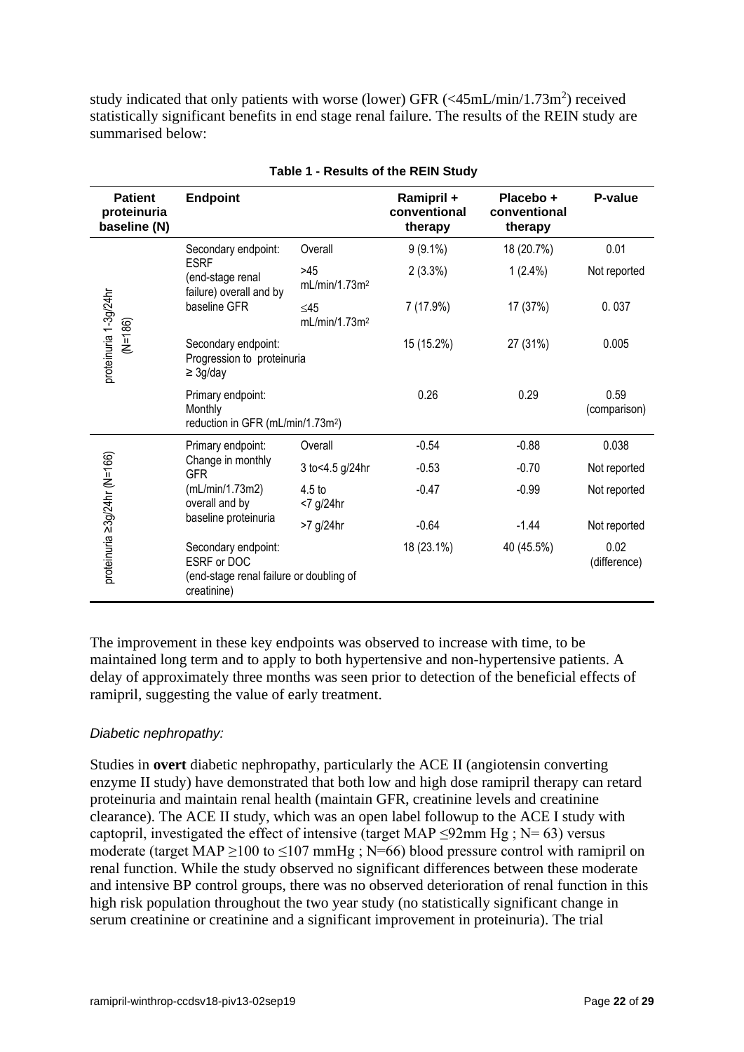study indicated that only patients with worse (lower) GFR (<45mL/min/1.73m$^2$) received statistically significant benefits in end stage renal failure. The results of the REIN study are summarised below:

**Table 1 - Results of the REIN Study**

| Patient proteinuria baseline (N) | Endpoint | | Ramipril + conventional therapy | Placebo + conventional therapy | P-value |
|---|---|---|---|---|---|
| proteinuria 1-3g/24hr (N=186) | Secondary endpoint: ESRF (end-stage renal failure) overall and by baseline GFR | Overall | 9 (9.1%) | 18 (20.7%) | 0.01 |
| | | >45 mL/min/1.73m$^2$ | 2 (3.3%) | 1 (2.4%) | Not reported |
| | | ≤45 mL/min/1.73m$^2$ | 7 (17.9%) | 17 (37%) | 0. 037 |
| | Secondary endpoint: Progression to proteinuria ≥ 3g/day | | 15 (15.2%) | 27 (31%) | 0.005 |
| | Primary endpoint: Monthly reduction in GFR (mL/min/1.73m$^2$) | | 0.26 | 0.29 | 0.59 (comparison) |
| proteinuria ≥3g/24hr (N=166) | Primary endpoint: Change in monthly GFR (mL/min/1.73m2) overall and by baseline proteinuria | Overall | -0.54 | -0.88 | 0.038 |
| | | 3 to<4.5 g/24hr | -0.53 | -0.70 | Not reported |
| | | 4.5 to <7 g/24hr | -0.47 | -0.99 | Not reported |
| | | >7 g/24hr | -0.64 | -1.44 | Not reported |
| | Secondary endpoint: ESRF or DOC (end-stage renal failure or doubling of creatinine) | | 18 (23.1%) | 40 (45.5%) | 0.02 (difference) |

The improvement in these key endpoints was observed to increase with time, to be maintained long term and to apply to both hypertensive and non-hypertensive patients. A delay of approximately three months was seen prior to detection of the beneficial effects of ramipril, suggesting the value of early treatment.

*Diabetic nephropathy:*

Studies in **overt** diabetic nephropathy, particularly the ACE II (angiotensin converting enzyme II study) have demonstrated that both low and high dose ramipril therapy can retard proteinuria and maintain renal health (maintain GFR, creatinine levels and creatinine clearance). The ACE II study, which was an open label followup to the ACE I study with captopril, investigated the effect of intensive (target MAP ≤92mm Hg ; N= 63) versus moderate (target MAP ≥100 to ≤107 mmHg ; N=66) blood pressure control with ramipril on renal function. While the study observed no significant differences between these moderate and intensive BP control groups, there was no observed deterioration of renal function in this high risk population throughout the two year study (no statistically significant change in serum creatinine or creatinine and a significant improvement in proteinuria). The trial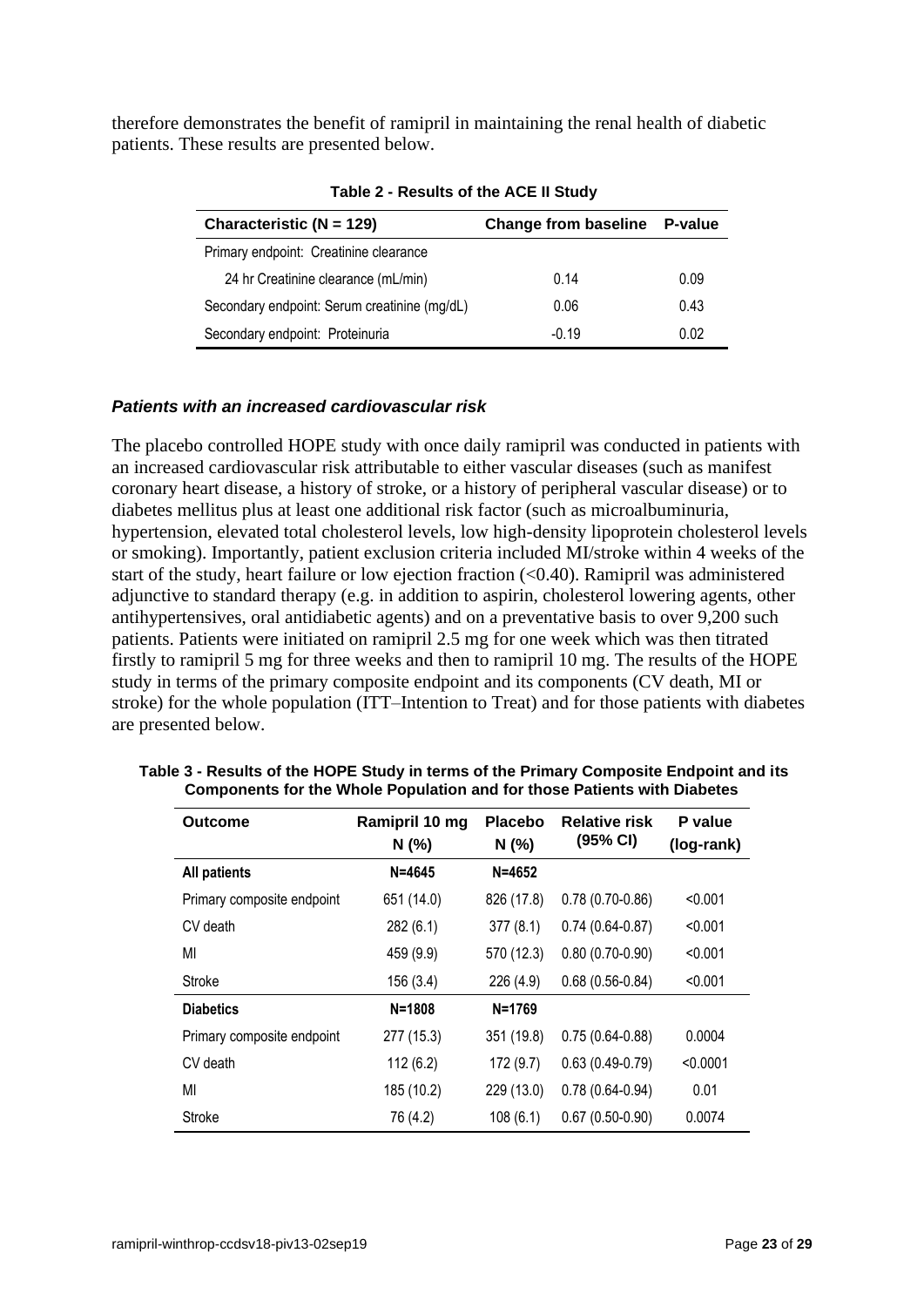therefore demonstrates the benefit of ramipril in maintaining the renal health of diabetic patients. These results are presented below.

**Table 2 - Results of the ACE II Study**

| Characteristic (N = 129) | Change from baseline | P-value |
|---|---|---|
| Primary endpoint: Creatinine clearance | | |
| 24 hr Creatinine clearance (mL/min) | 0.14 | 0.09 |
| Secondary endpoint: Serum creatinine (mg/dL) | 0.06 | 0.43 |
| Secondary endpoint: Proteinuria | -0.19 | 0.02 |

### *Patients with an increased cardiovascular risk*

The placebo controlled HOPE study with once daily ramipril was conducted in patients with an increased cardiovascular risk attributable to either vascular diseases (such as manifest coronary heart disease, a history of stroke, or a history of peripheral vascular disease) or to diabetes mellitus plus at least one additional risk factor (such as microalbuminuria, hypertension, elevated total cholesterol levels, low high-density lipoprotein cholesterol levels or smoking). Importantly, patient exclusion criteria included MI/stroke within 4 weeks of the start of the study, heart failure or low ejection fraction (<0.40). Ramipril was administered adjunctive to standard therapy (e.g. in addition to aspirin, cholesterol lowering agents, other antihypertensives, oral antidiabetic agents) and on a preventative basis to over 9,200 such patients. Patients were initiated on ramipril 2.5 mg for one week which was then titrated firstly to ramipril 5 mg for three weeks and then to ramipril 10 mg. The results of the HOPE study in terms of the primary composite endpoint and its components (CV death, MI or stroke) for the whole population (ITT–Intention to Treat) and for those patients with diabetes are presented below.

**Table 3 - Results of the HOPE Study in terms of the Primary Composite Endpoint and its Components for the Whole Population and for those Patients with Diabetes**

| Outcome | Ramipril 10 mg N (%) | Placebo N (%) | Relative risk (95% CI) | P value (log-rank) |
|---|---|---|---|---|
| **All patients** | **N=4645** | **N=4652** | | |
| Primary composite endpoint | 651 (14.0) | 826 (17.8) | 0.78 (0.70-0.86) | <0.001 |
| CV death | 282 (6.1) | 377 (8.1) | 0.74 (0.64-0.87) | <0.001 |
| MI | 459 (9.9) | 570 (12.3) | 0.80 (0.70-0.90) | <0.001 |
| Stroke | 156 (3.4) | 226 (4.9) | 0.68 (0.56-0.84) | <0.001 |
| **Diabetics** | **N=1808** | **N=1769** | | |
| Primary composite endpoint | 277 (15.3) | 351 (19.8) | 0.75 (0.64-0.88) | 0.0004 |
| CV death | 112 (6.2) | 172 (9.7) | 0.63 (0.49-0.79) | <0.0001 |
| MI | 185 (10.2) | 229 (13.0) | 0.78 (0.64-0.94) | 0.01 |
| Stroke | 76 (4.2) | 108 (6.1) | 0.67 (0.50-0.90) | 0.0074 |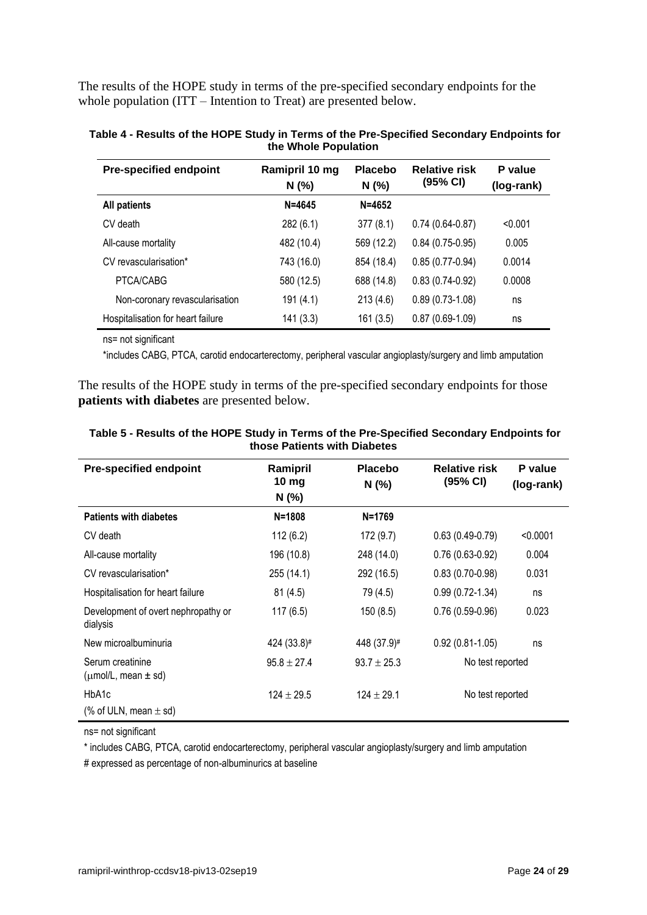The results of the HOPE study in terms of the pre-specified secondary endpoints for the whole population (ITT – Intention to Treat) are presented below.

**Table 4 - Results of the HOPE Study in Terms of the Pre-Specified Secondary Endpoints for the Whole Population**

| Pre-specified endpoint | Ramipril 10 mg N (%) | Placebo N (%) | Relative risk (95% CI) | P value (log-rank) |
|---|---|---|---|---|
| **All patients** | **N=4645** | **N=4652** | | |
| CV death | 282 (6.1) | 377 (8.1) | 0.74 (0.64-0.87) | <0.001 |
| All-cause mortality | 482 (10.4) | 569 (12.2) | 0.84 (0.75-0.95) | 0.005 |
| CV revascularisation* | 743 (16.0) | 854 (18.4) | 0.85 (0.77-0.94) | 0.0014 |
| PTCA/CABG | 580 (12.5) | 688 (14.8) | 0.83 (0.74-0.92) | 0.0008 |
| Non-coronary revascularisation | 191 (4.1) | 213 (4.6) | 0.89 (0.73-1.08) | ns |
| Hospitalisation for heart failure | 141 (3.3) | 161 (3.5) | 0.87 (0.69-1.09) | ns |

ns= not significant

*includes CABG, PTCA, carotid endocarterectomy, peripheral vascular angioplasty/surgery and limb amputation

The results of the HOPE study in terms of the pre-specified secondary endpoints for those **patients with diabetes** are presented below.

**Table 5 - Results of the HOPE Study in Terms of the Pre-Specified Secondary Endpoints for those Patients with Diabetes**

| Pre-specified endpoint | Ramipril 10 mg N (%) | Placebo N (%) | Relative risk (95% CI) | P value (log-rank) |
|---|---|---|---|---|
| **Patients with diabetes** | **N=1808** | **N=1769** | | |
| CV death | 112 (6.2) | 172 (9.7) | 0.63 (0.49-0.79) | <0.0001 |
| All-cause mortality | 196 (10.8) | 248 (14.0) | 0.76 (0.63-0.92) | 0.004 |
| CV revascularisation* | 255 (14.1) | 292 (16.5) | 0.83 (0.70-0.98) | 0.031 |
| Hospitalisation for heart failure | 81 (4.5) | 79 (4.5) | 0.99 (0.72-1.34) | ns |
| Development of overt nephropathy or dialysis | 117 (6.5) | 150 (8.5) | 0.76 (0.59-0.96) | 0.023 |
| New microalbuminuria | 424 (33.8)# | 448 (37.9)# | 0.92 (0.81-1.05) | ns |
| Serum creatinine (μmol/L, mean ± sd) | 95.8 ± 27.4 | 93.7 ± 25.3 | No test reported | |
| HbA1c (% of ULN, mean ± sd) | 124 ± 29.5 | 124 ± 29.1 | No test reported | |

ns= not significant

\* includes CABG, PTCA, carotid endocarterectomy, peripheral vascular angioplasty/surgery and limb amputation

\# expressed as percentage of non-albuminurics at baseline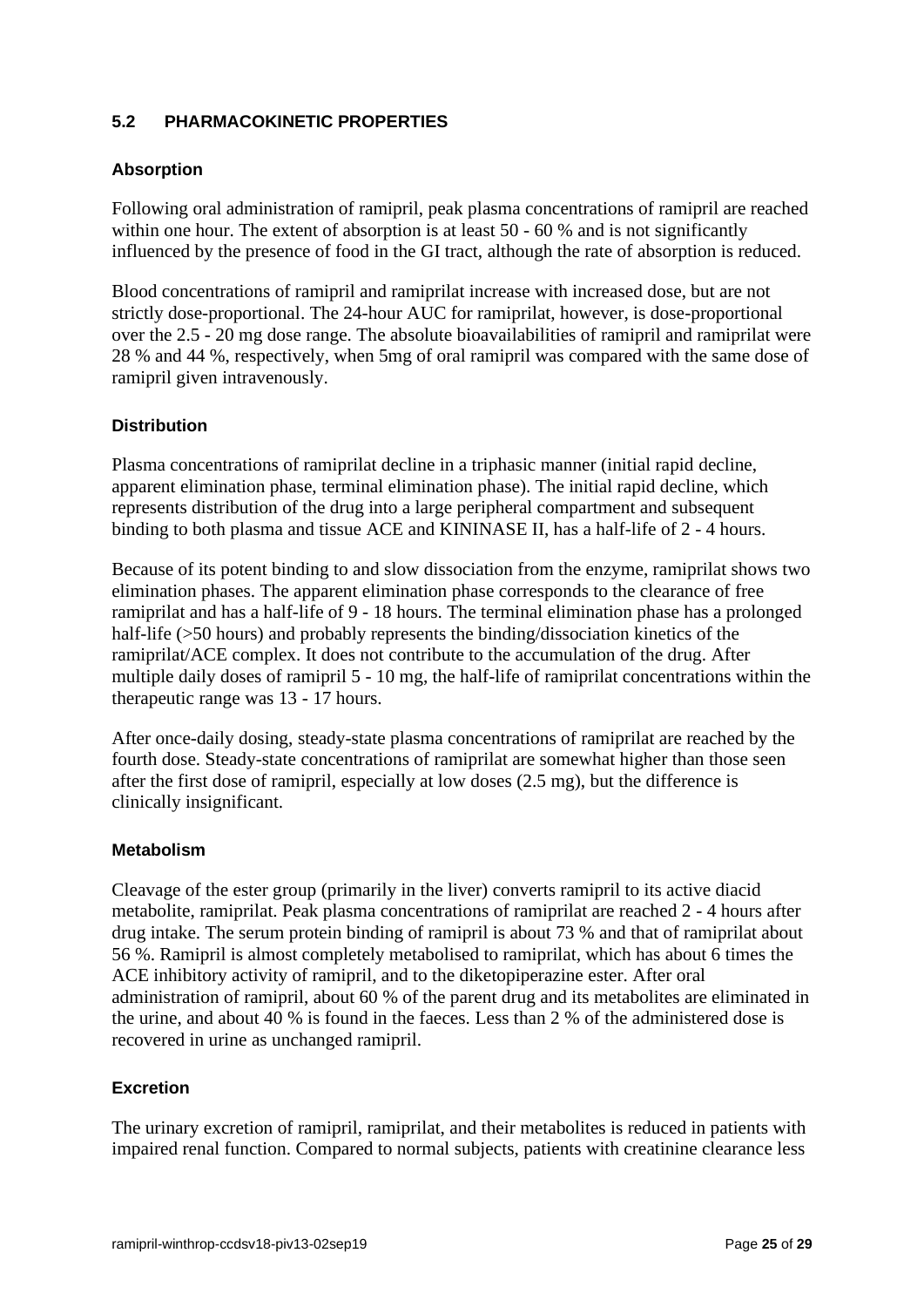## 5.2 PHARMACOKINETIC PROPERTIES

### Absorption

Following oral administration of ramipril, peak plasma concentrations of ramipril are reached within one hour. The extent of absorption is at least 50 - 60 % and is not significantly influenced by the presence of food in the GI tract, although the rate of absorption is reduced.

Blood concentrations of ramipril and ramiprilat increase with increased dose, but are not strictly dose-proportional. The 24-hour AUC for ramiprilat, however, is dose-proportional over the 2.5 - 20 mg dose range. The absolute bioavailabilities of ramipril and ramiprilat were 28 % and 44 %, respectively, when 5mg of oral ramipril was compared with the same dose of ramipril given intravenously.

### Distribution

Plasma concentrations of ramiprilat decline in a triphasic manner (initial rapid decline, apparent elimination phase, terminal elimination phase). The initial rapid decline, which represents distribution of the drug into a large peripheral compartment and subsequent binding to both plasma and tissue ACE and KININASE II, has a half-life of 2 - 4 hours.

Because of its potent binding to and slow dissociation from the enzyme, ramiprilat shows two elimination phases. The apparent elimination phase corresponds to the clearance of free ramiprilat and has a half-life of 9 - 18 hours. The terminal elimination phase has a prolonged half-life (>50 hours) and probably represents the binding/dissociation kinetics of the ramiprilat/ACE complex. It does not contribute to the accumulation of the drug. After multiple daily doses of ramipril 5 - 10 mg, the half-life of ramiprilat concentrations within the therapeutic range was 13 - 17 hours.

After once-daily dosing, steady-state plasma concentrations of ramiprilat are reached by the fourth dose. Steady-state concentrations of ramiprilat are somewhat higher than those seen after the first dose of ramipril, especially at low doses (2.5 mg), but the difference is clinically insignificant.

### Metabolism

Cleavage of the ester group (primarily in the liver) converts ramipril to its active diacid metabolite, ramiprilat. Peak plasma concentrations of ramiprilat are reached 2 - 4 hours after drug intake. The serum protein binding of ramipril is about 73 % and that of ramiprilat about 56 %. Ramipril is almost completely metabolised to ramiprilat, which has about 6 times the ACE inhibitory activity of ramipril, and to the diketopiperazine ester. After oral administration of ramipril, about 60 % of the parent drug and its metabolites are eliminated in the urine, and about 40 % is found in the faeces. Less than 2 % of the administered dose is recovered in urine as unchanged ramipril.

### Excretion

The urinary excretion of ramipril, ramiprilat, and their metabolites is reduced in patients with impaired renal function. Compared to normal subjects, patients with creatinine clearance less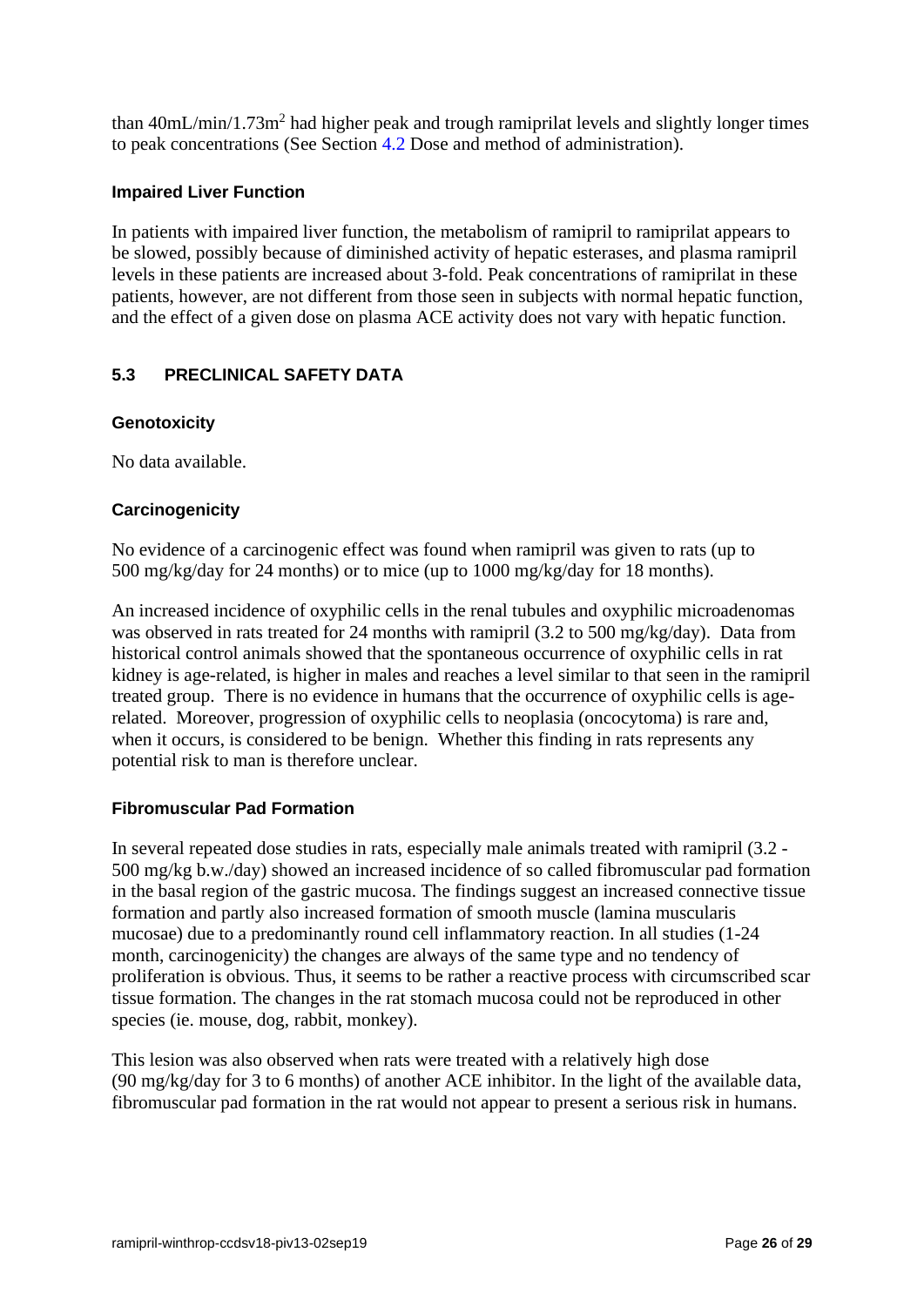than 40mL/min/1.73m$^2$ had higher peak and trough ramiprilat levels and slightly longer times to peak concentrations (See Section 4.2 Dose and method of administration).

### Impaired Liver Function

In patients with impaired liver function, the metabolism of ramipril to ramiprilat appears to be slowed, possibly because of diminished activity of hepatic esterases, and plasma ramipril levels in these patients are increased about 3-fold. Peak concentrations of ramiprilat in these patients, however, are not different from those seen in subjects with normal hepatic function, and the effect of a given dose on plasma ACE activity does not vary with hepatic function.

## 5.3 PRECLINICAL SAFETY DATA

### Genotoxicity

No data available.

### Carcinogenicity

No evidence of a carcinogenic effect was found when ramipril was given to rats (up to 500 mg/kg/day for 24 months) or to mice (up to 1000 mg/kg/day for 18 months).

An increased incidence of oxyphilic cells in the renal tubules and oxyphilic microadenomas was observed in rats treated for 24 months with ramipril (3.2 to 500 mg/kg/day). Data from historical control animals showed that the spontaneous occurrence of oxyphilic cells in rat kidney is age-related, is higher in males and reaches a level similar to that seen in the ramipril treated group. There is no evidence in humans that the occurrence of oxyphilic cells is age-related. Moreover, progression of oxyphilic cells to neoplasia (oncocytoma) is rare and, when it occurs, is considered to be benign. Whether this finding in rats represents any potential risk to man is therefore unclear.

### Fibromuscular Pad Formation

In several repeated dose studies in rats, especially male animals treated with ramipril (3.2 - 500 mg/kg b.w./day) showed an increased incidence of so called fibromuscular pad formation in the basal region of the gastric mucosa. The findings suggest an increased connective tissue formation and partly also increased formation of smooth muscle (lamina muscularis mucosae) due to a predominantly round cell inflammatory reaction. In all studies (1-24 month, carcinogenicity) the changes are always of the same type and no tendency of proliferation is obvious. Thus, it seems to be rather a reactive process with circumscribed scar tissue formation. The changes in the rat stomach mucosa could not be reproduced in other species (ie. mouse, dog, rabbit, monkey).

This lesion was also observed when rats were treated with a relatively high dose (90 mg/kg/day for 3 to 6 months) of another ACE inhibitor. In the light of the available data, fibromuscular pad formation in the rat would not appear to present a serious risk in humans.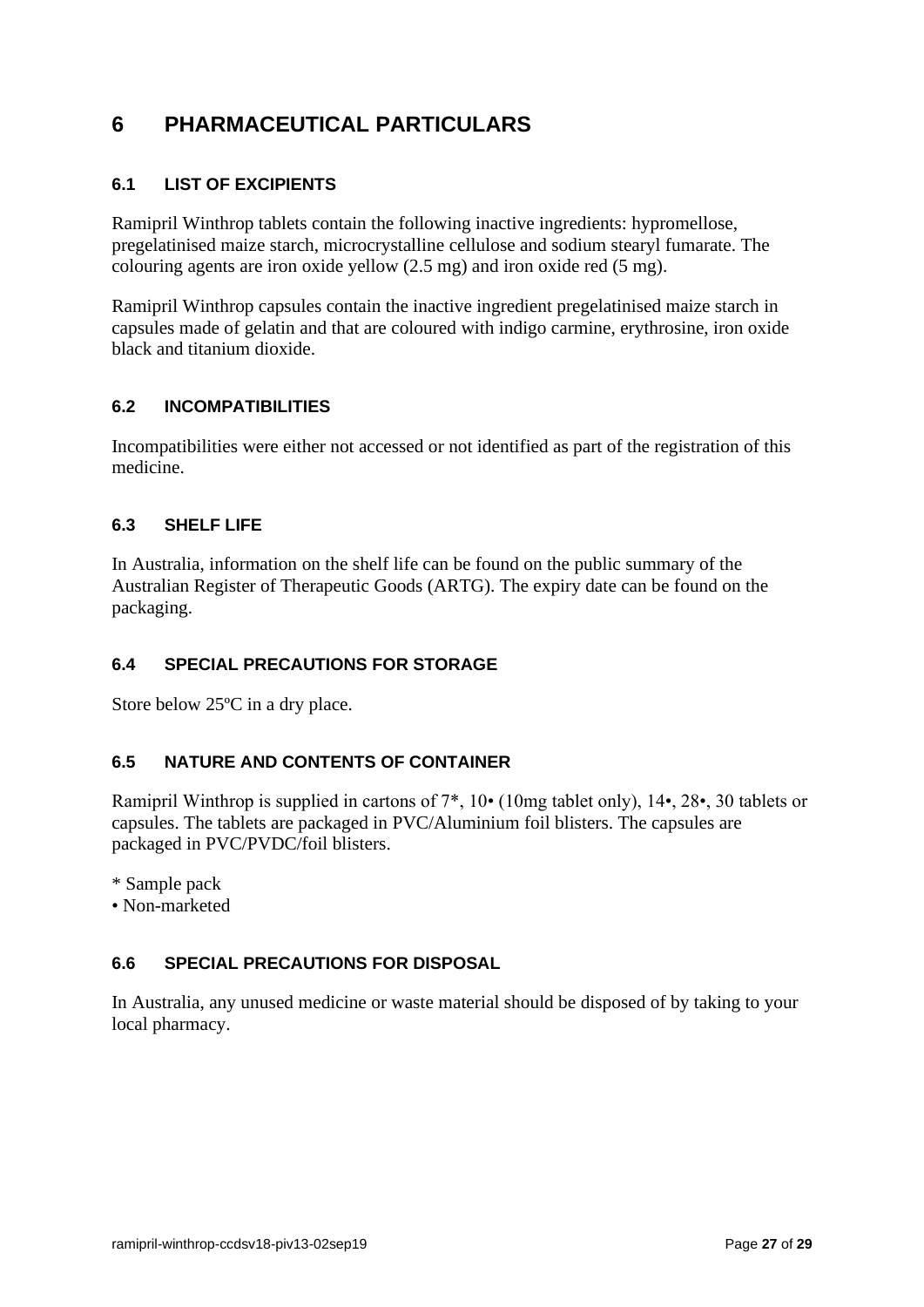# 6 PHARMACEUTICAL PARTICULARS

## 6.1 LIST OF EXCIPIENTS

Ramipril Winthrop tablets contain the following inactive ingredients: hypromellose, pregelatinised maize starch, microcrystalline cellulose and sodium stearyl fumarate. The colouring agents are iron oxide yellow (2.5 mg) and iron oxide red (5 mg).

Ramipril Winthrop capsules contain the inactive ingredient pregelatinised maize starch in capsules made of gelatin and that are coloured with indigo carmine, erythrosine, iron oxide black and titanium dioxide.

## 6.2 INCOMPATIBILITIES

Incompatibilities were either not accessed or not identified as part of the registration of this medicine.

## 6.3 SHELF LIFE

In Australia, information on the shelf life can be found on the public summary of the Australian Register of Therapeutic Goods (ARTG). The expiry date can be found on the packaging.

## 6.4 SPECIAL PRECAUTIONS FOR STORAGE

Store below 25ºC in a dry place.

## 6.5 NATURE AND CONTENTS OF CONTAINER

Ramipril Winthrop is supplied in cartons of 7*, 10• (10mg tablet only), 14•, 28•, 30 tablets or capsules. The tablets are packaged in PVC/Aluminium foil blisters. The capsules are packaged in PVC/PVDC/foil blisters.

\* Sample pack
• Non-marketed

## 6.6 SPECIAL PRECAUTIONS FOR DISPOSAL

In Australia, any unused medicine or waste material should be disposed of by taking to your local pharmacy.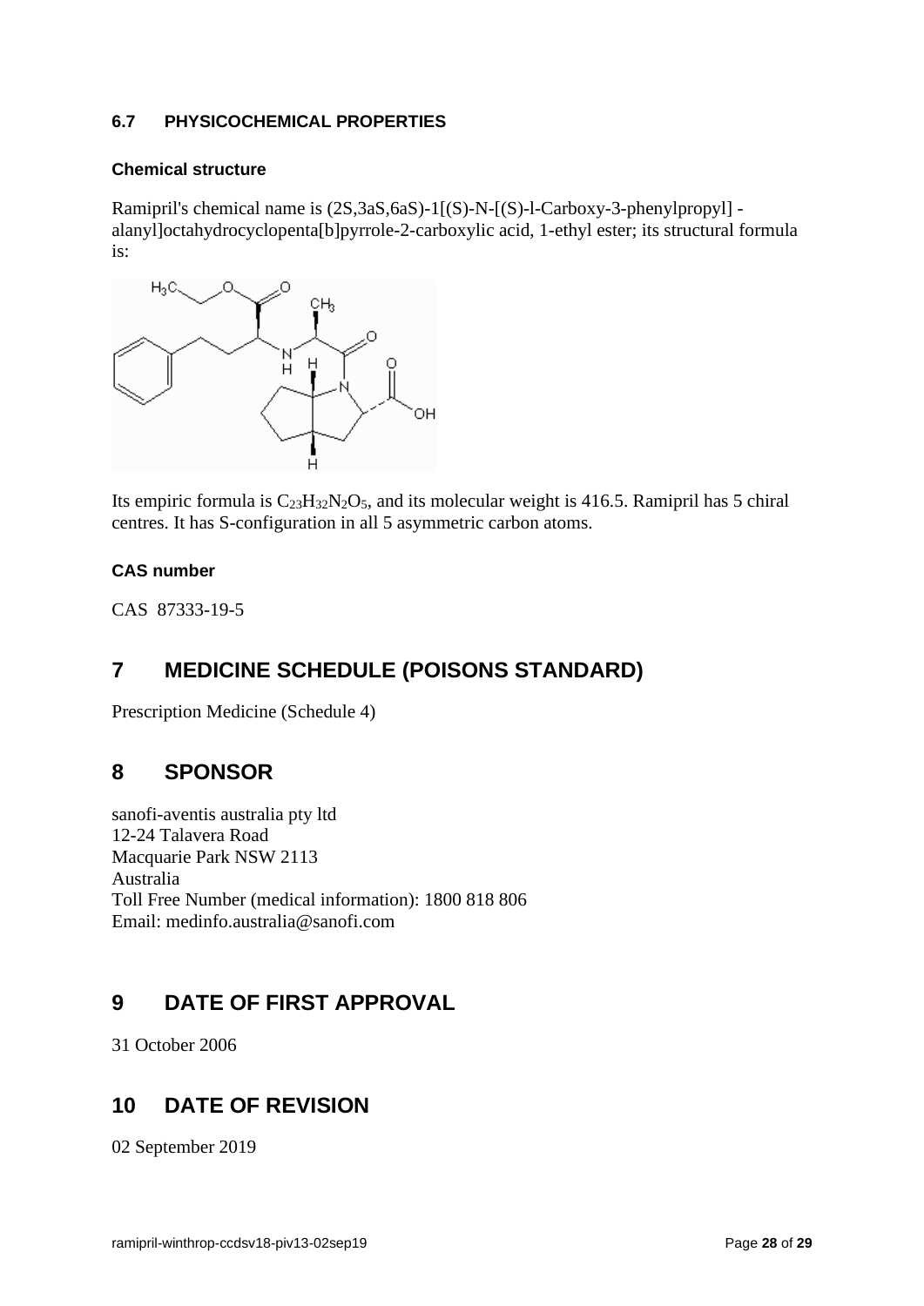### 6.7 PHYSICOCHEMICAL PROPERTIES

#### Chemical structure

Ramipril's chemical name is (2S,3aS,6aS)-1[(S)-N-[(S)-l-Carboxy-3-phenylpropyl] -alanyl]octahydrocyclopenta[b]pyrrole-2-carboxylic acid, 1-ethyl ester; its structural formula is:

Its empiric formula is $C_{23}H_{32}N_2O_5$, and its molecular weight is 416.5. Ramipril has 5 chiral centres. It has S-configuration in all 5 asymmetric carbon atoms.

#### CAS number

CAS 87333-19-5

## 7 MEDICINE SCHEDULE (POISONS STANDARD)

Prescription Medicine (Schedule 4)

## 8 SPONSOR

sanofi-aventis australia pty ltd
12-24 Talavera Road
Macquarie Park NSW 2113
Australia
Toll Free Number (medical information): 1800 818 806
Email: medinfo.australia@sanofi.com

## 9 DATE OF FIRST APPROVAL

31 October 2006

## 10 DATE OF REVISION

02 September 2019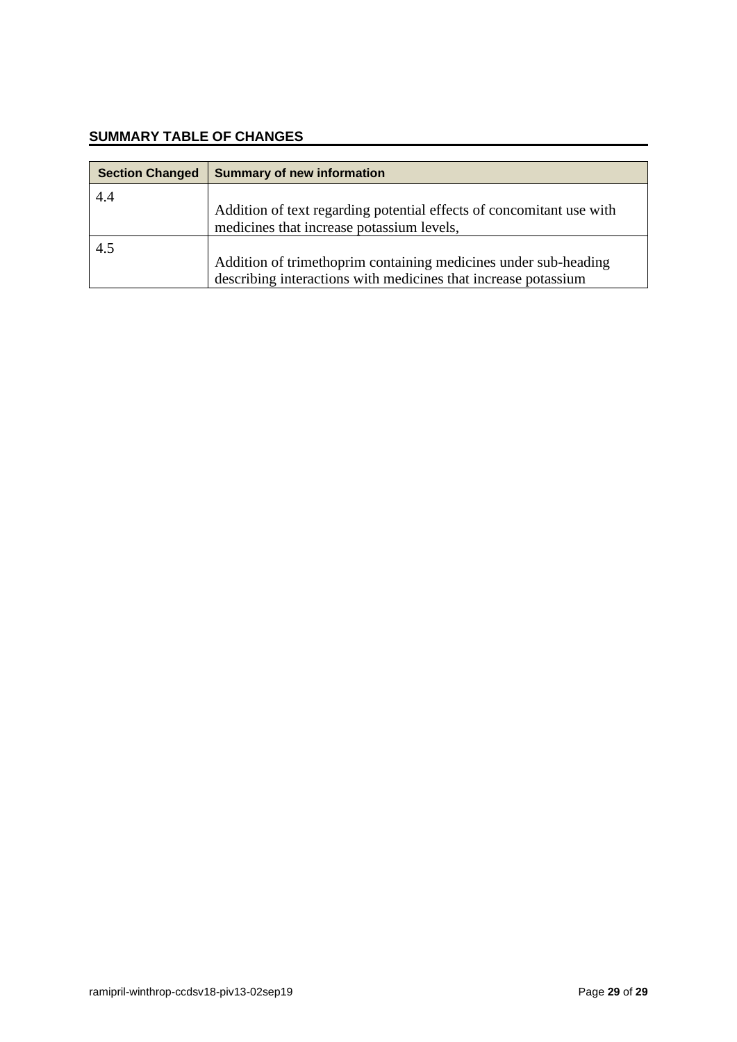**SUMMARY TABLE OF CHANGES**

| Section Changed | Summary of new information |
|---|---|
| 4.4 | Addition of text regarding potential effects of concomitant use with medicines that increase potassium levels, |
| 4.5 | Addition of trimethoprim containing medicines under sub-heading describing interactions with medicines that increase potassium |